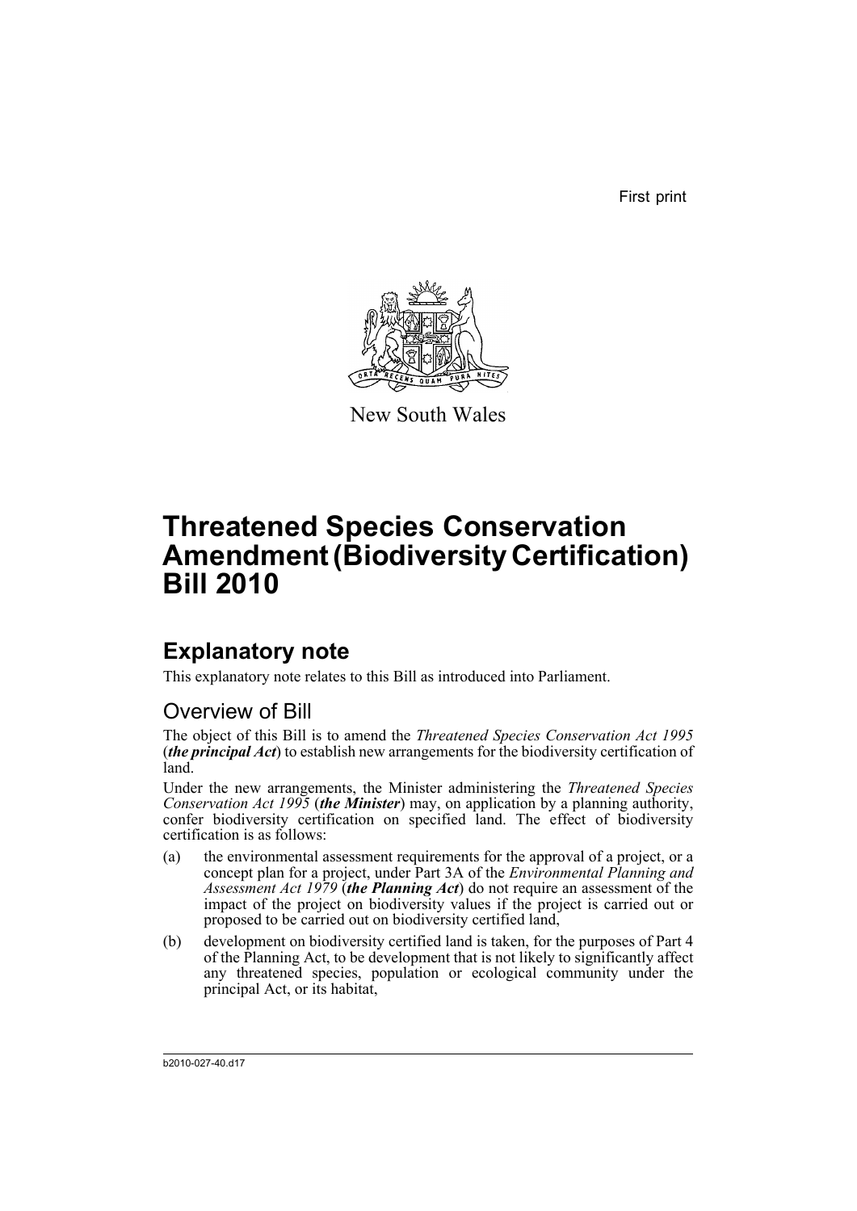First print

New South Wales

# Threatened Species Conservation Amendment (Biodiversity Certification) Bill 2010

## Explanatory note

This explanatory note relates to this Bill as introduced into Parliament.

### Overview of Bill

The object of this Bill is to amend the *Threatened Species Conservation Act 1995* (***the principal Act***) to establish new arrangements for the biodiversity certification of land.

Under the new arrangements, the Minister administering the *Threatened Species Conservation Act 1995* (***the Minister***) may, on application by a planning authority, confer biodiversity certification on specified land. The effect of biodiversity certification is as follows:

(a) the environmental assessment requirements for the approval of a project, or a concept plan for a project, under Part 3A of the *Environmental Planning and Assessment Act 1979* (***the Planning Act***) do not require an assessment of the impact of the project on biodiversity values if the project is carried out or proposed to be carried out on biodiversity certified land,

(b) development on biodiversity certified land is taken, for the purposes of Part 4 of the Planning Act, to be development that is not likely to significantly affect any threatened species, population or ecological community under the principal Act, or its habitat,

b2010-027-40.d17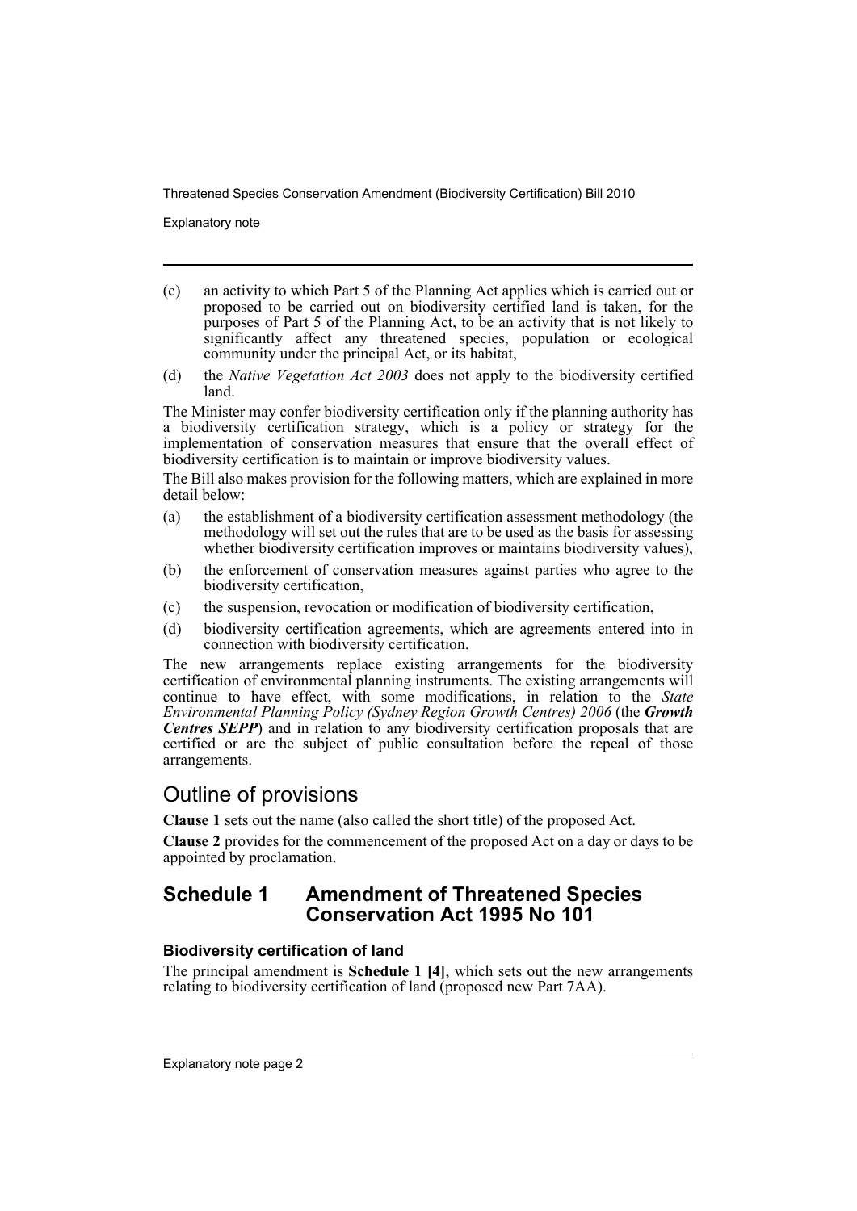(c) an activity to which Part 5 of the Planning Act applies which is carried out or proposed to be carried out on biodiversity certified land is taken, for the purposes of Part 5 of the Planning Act, to be an activity that is not likely to significantly affect any threatened species, population or ecological community under the principal Act, or its habitat,

(d) the *Native Vegetation Act 2003* does not apply to the biodiversity certified land.

The Minister may confer biodiversity certification only if the planning authority has a biodiversity certification strategy, which is a policy or strategy for the implementation of conservation measures that ensure that the overall effect of biodiversity certification is to maintain or improve biodiversity values.

The Bill also makes provision for the following matters, which are explained in more detail below:

(a) the establishment of a biodiversity certification assessment methodology (the methodology will set out the rules that are to be used as the basis for assessing whether biodiversity certification improves or maintains biodiversity values),

(b) the enforcement of conservation measures against parties who agree to the biodiversity certification,

(c) the suspension, revocation or modification of biodiversity certification,

(d) biodiversity certification agreements, which are agreements entered into in connection with biodiversity certification.

The new arrangements replace existing arrangements for the biodiversity certification of environmental planning instruments. The existing arrangements will continue to have effect, with some modifications, in relation to the *State Environmental Planning Policy (Sydney Region Growth Centres) 2006* (the ***Growth Centres SEPP***) and in relation to any biodiversity certification proposals that are certified or are the subject of public consultation before the repeal of those arrangements.

## Outline of provisions

**Clause 1** sets out the name (also called the short title) of the proposed Act.

**Clause 2** provides for the commencement of the proposed Act on a day or days to be appointed by proclamation.

## Schedule 1 Amendment of Threatened Species Conservation Act 1995 No 101

### Biodiversity certification of land

The principal amendment is **Schedule 1 [4]**, which sets out the new arrangements relating to biodiversity certification of land (proposed new Part 7AA).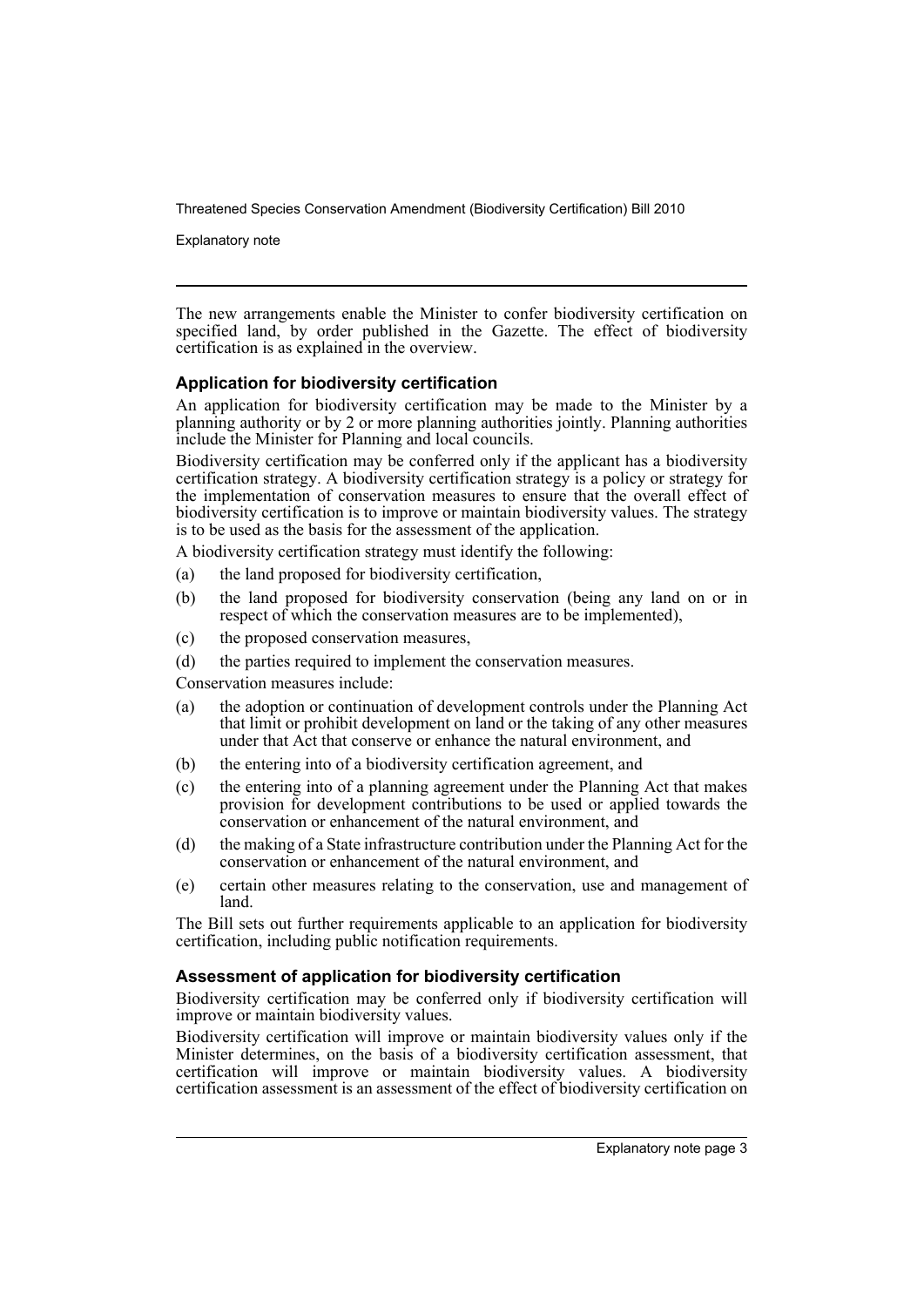The new arrangements enable the Minister to confer biodiversity certification on specified land, by order published in the Gazette. The effect of biodiversity certification is as explained in the overview.

### Application for biodiversity certification

An application for biodiversity certification may be made to the Minister by a planning authority or by 2 or more planning authorities jointly. Planning authorities include the Minister for Planning and local councils.

Biodiversity certification may be conferred only if the applicant has a biodiversity certification strategy. A biodiversity certification strategy is a policy or strategy for the implementation of conservation measures to ensure that the overall effect of biodiversity certification is to improve or maintain biodiversity values. The strategy is to be used as the basis for the assessment of the application.

A biodiversity certification strategy must identify the following:

(a) the land proposed for biodiversity certification,

(b) the land proposed for biodiversity conservation (being any land on or in respect of which the conservation measures are to be implemented),

(c) the proposed conservation measures,

(d) the parties required to implement the conservation measures.

Conservation measures include:

(a) the adoption or continuation of development controls under the Planning Act that limit or prohibit development on land or the taking of any other measures under that Act that conserve or enhance the natural environment, and

(b) the entering into of a biodiversity certification agreement, and

(c) the entering into of a planning agreement under the Planning Act that makes provision for development contributions to be used or applied towards the conservation or enhancement of the natural environment, and

(d) the making of a State infrastructure contribution under the Planning Act for the conservation or enhancement of the natural environment, and

(e) certain other measures relating to the conservation, use and management of land.

The Bill sets out further requirements applicable to an application for biodiversity certification, including public notification requirements.

### Assessment of application for biodiversity certification

Biodiversity certification may be conferred only if biodiversity certification will improve or maintain biodiversity values.

Biodiversity certification will improve or maintain biodiversity values only if the Minister determines, on the basis of a biodiversity certification assessment, that certification will improve or maintain biodiversity values. A biodiversity certification assessment is an assessment of the effect of biodiversity certification on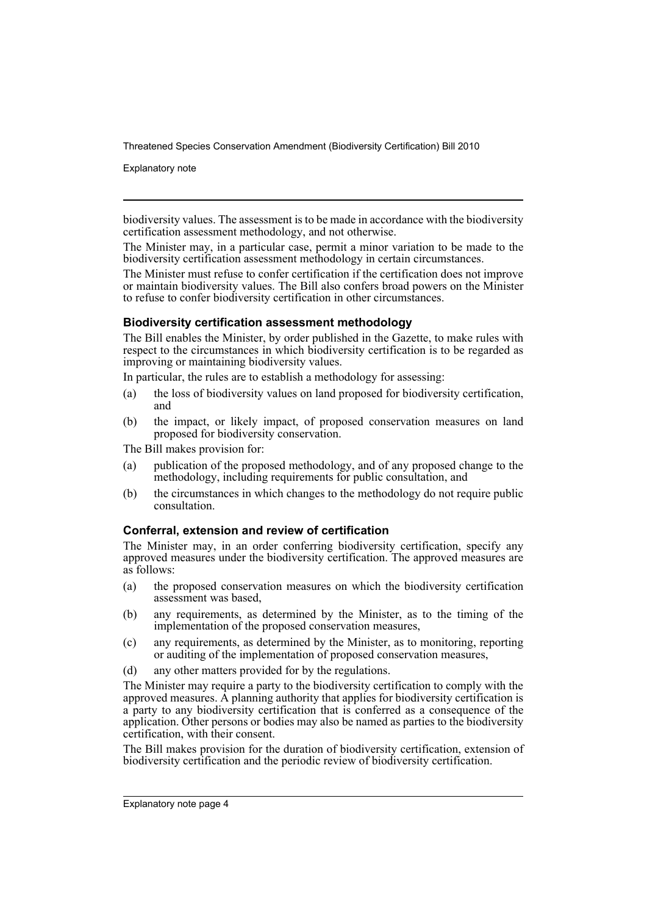biodiversity values. The assessment is to be made in accordance with the biodiversity certification assessment methodology, and not otherwise.

The Minister may, in a particular case, permit a minor variation to be made to the biodiversity certification assessment methodology in certain circumstances.

The Minister must refuse to confer certification if the certification does not improve or maintain biodiversity values. The Bill also confers broad powers on the Minister to refuse to confer biodiversity certification in other circumstances.

### Biodiversity certification assessment methodology

The Bill enables the Minister, by order published in the Gazette, to make rules with respect to the circumstances in which biodiversity certification is to be regarded as improving or maintaining biodiversity values.

In particular, the rules are to establish a methodology for assessing:

(a) the loss of biodiversity values on land proposed for biodiversity certification, and

(b) the impact, or likely impact, of proposed conservation measures on land proposed for biodiversity conservation.

The Bill makes provision for:

(a) publication of the proposed methodology, and of any proposed change to the methodology, including requirements for public consultation, and

(b) the circumstances in which changes to the methodology do not require public consultation.

### Conferral, extension and review of certification

The Minister may, in an order conferring biodiversity certification, specify any approved measures under the biodiversity certification. The approved measures are as follows:

(a) the proposed conservation measures on which the biodiversity certification assessment was based,

(b) any requirements, as determined by the Minister, as to the timing of the implementation of the proposed conservation measures,

(c) any requirements, as determined by the Minister, as to monitoring, reporting or auditing of the implementation of proposed conservation measures,

(d) any other matters provided for by the regulations.

The Minister may require a party to the biodiversity certification to comply with the approved measures. A planning authority that applies for biodiversity certification is a party to any biodiversity certification that is conferred as a consequence of the application. Other persons or bodies may also be named as parties to the biodiversity certification, with their consent.

The Bill makes provision for the duration of biodiversity certification, extension of biodiversity certification and the periodic review of biodiversity certification.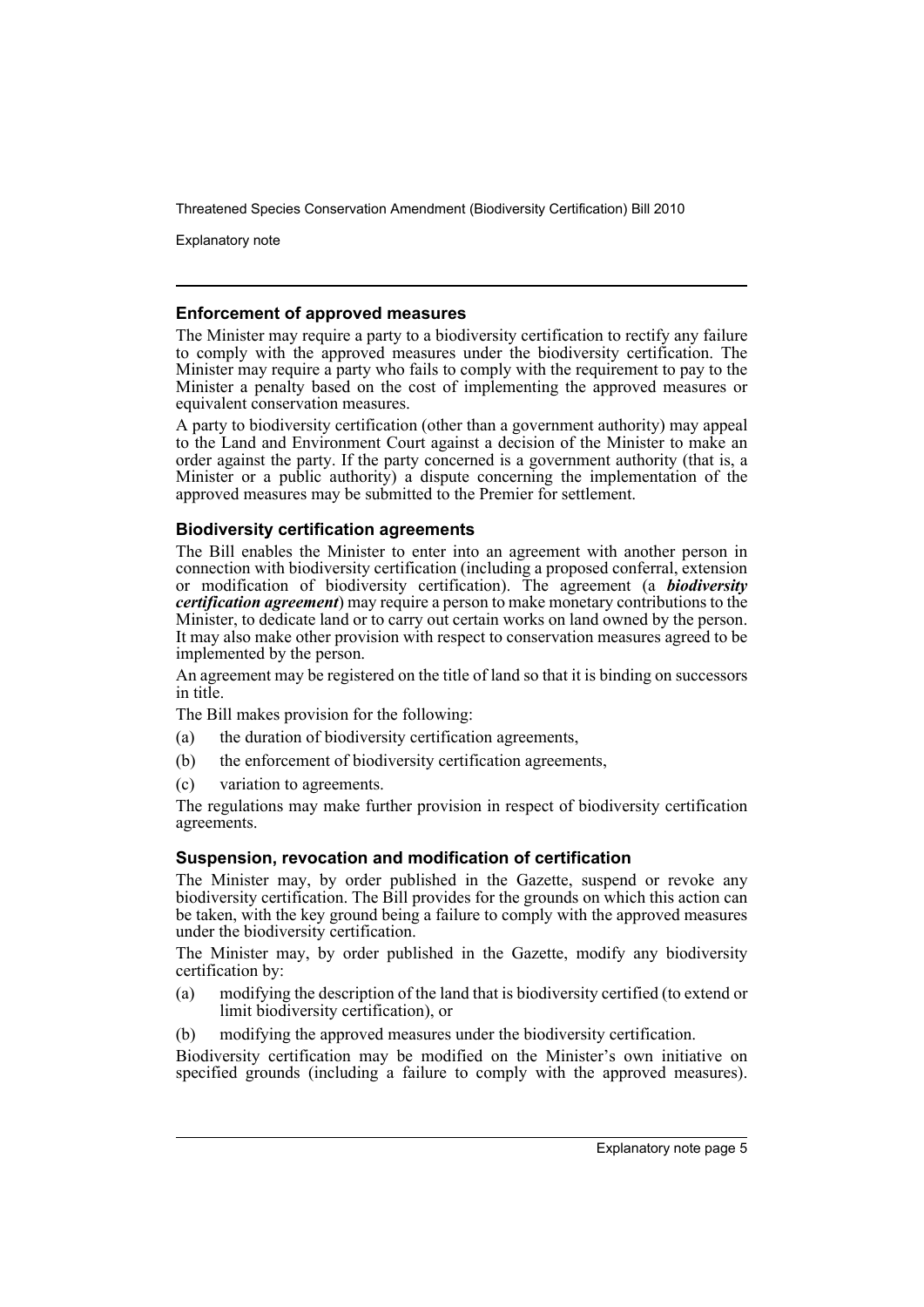### Enforcement of approved measures

The Minister may require a party to a biodiversity certification to rectify any failure to comply with the approved measures under the biodiversity certification. The Minister may require a party who fails to comply with the requirement to pay to the Minister a penalty based on the cost of implementing the approved measures or equivalent conservation measures.

A party to biodiversity certification (other than a government authority) may appeal to the Land and Environment Court against a decision of the Minister to make an order against the party. If the party concerned is a government authority (that is, a Minister or a public authority) a dispute concerning the implementation of the approved measures may be submitted to the Premier for settlement.

### Biodiversity certification agreements

The Bill enables the Minister to enter into an agreement with another person in connection with biodiversity certification (including a proposed conferral, extension or modification of biodiversity certification). The agreement (a ***biodiversity certification agreement***) may require a person to make monetary contributions to the Minister, to dedicate land or to carry out certain works on land owned by the person. It may also make other provision with respect to conservation measures agreed to be implemented by the person.

An agreement may be registered on the title of land so that it is binding on successors in title.

The Bill makes provision for the following:

(a) the duration of biodiversity certification agreements,

(b) the enforcement of biodiversity certification agreements,

(c) variation to agreements.

The regulations may make further provision in respect of biodiversity certification agreements.

### Suspension, revocation and modification of certification

The Minister may, by order published in the Gazette, suspend or revoke any biodiversity certification. The Bill provides for the grounds on which this action can be taken, with the key ground being a failure to comply with the approved measures under the biodiversity certification.

The Minister may, by order published in the Gazette, modify any biodiversity certification by:

(a) modifying the description of the land that is biodiversity certified (to extend or limit biodiversity certification), or

(b) modifying the approved measures under the biodiversity certification.

Biodiversity certification may be modified on the Minister's own initiative on specified grounds (including a failure to comply with the approved measures).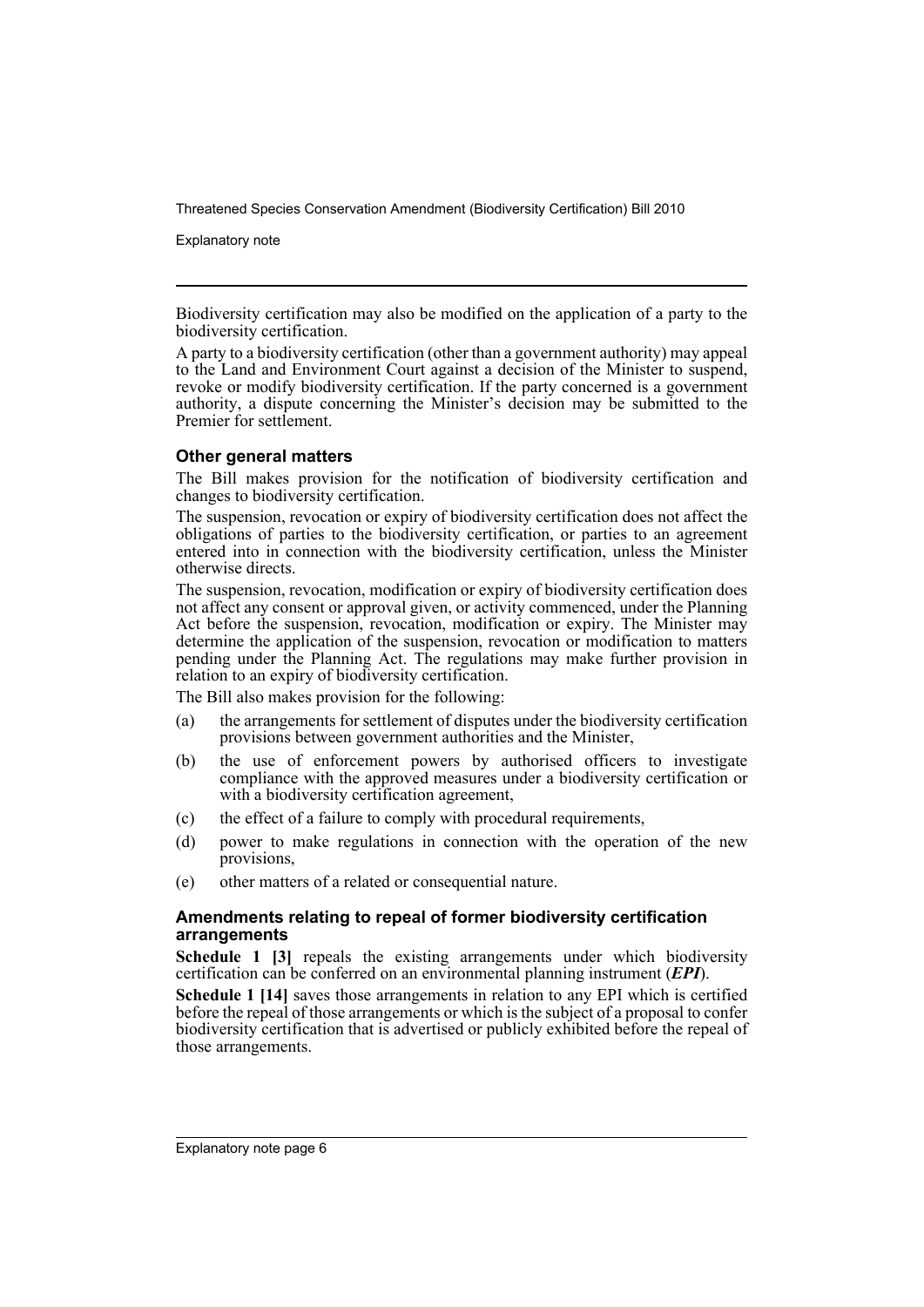Biodiversity certification may also be modified on the application of a party to the biodiversity certification.

A party to a biodiversity certification (other than a government authority) may appeal to the Land and Environment Court against a decision of the Minister to suspend, revoke or modify biodiversity certification. If the party concerned is a government authority, a dispute concerning the Minister's decision may be submitted to the Premier for settlement.

### Other general matters

The Bill makes provision for the notification of biodiversity certification and changes to biodiversity certification.

The suspension, revocation or expiry of biodiversity certification does not affect the obligations of parties to the biodiversity certification, or parties to an agreement entered into in connection with the biodiversity certification, unless the Minister otherwise directs.

The suspension, revocation, modification or expiry of biodiversity certification does not affect any consent or approval given, or activity commenced, under the Planning Act before the suspension, revocation, modification or expiry. The Minister may determine the application of the suspension, revocation or modification to matters pending under the Planning Act. The regulations may make further provision in relation to an expiry of biodiversity certification.

The Bill also makes provision for the following:

(a) the arrangements for settlement of disputes under the biodiversity certification provisions between government authorities and the Minister,

(b) the use of enforcement powers by authorised officers to investigate compliance with the approved measures under a biodiversity certification or with a biodiversity certification agreement,

(c) the effect of a failure to comply with procedural requirements,

(d) power to make regulations in connection with the operation of the new provisions,

(e) other matters of a related or consequential nature.

### Amendments relating to repeal of former biodiversity certification arrangements

**Schedule 1 [3]** repeals the existing arrangements under which biodiversity certification can be conferred on an environmental planning instrument (***EPI***).

**Schedule 1 [14]** saves those arrangements in relation to any EPI which is certified before the repeal of those arrangements or which is the subject of a proposal to confer biodiversity certification that is advertised or publicly exhibited before the repeal of those arrangements.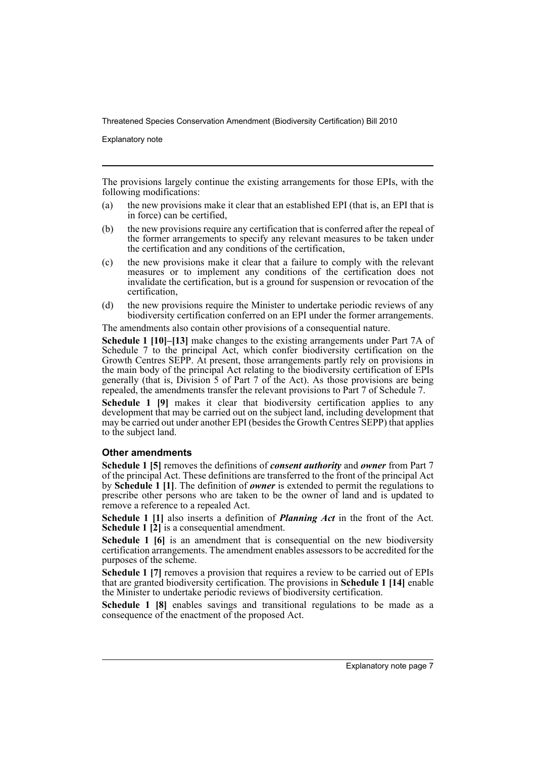The provisions largely continue the existing arrangements for those EPIs, with the following modifications:

(a) the new provisions make it clear that an established EPI (that is, an EPI that is in force) can be certified,

(b) the new provisions require any certification that is conferred after the repeal of the former arrangements to specify any relevant measures to be taken under the certification and any conditions of the certification,

(c) the new provisions make it clear that a failure to comply with the relevant measures or to implement any conditions of the certification does not invalidate the certification, but is a ground for suspension or revocation of the certification,

(d) the new provisions require the Minister to undertake periodic reviews of any biodiversity certification conferred on an EPI under the former arrangements.

The amendments also contain other provisions of a consequential nature.

**Schedule 1 [10]–[13]** make changes to the existing arrangements under Part 7A of Schedule 7 to the principal Act, which confer biodiversity certification on the Growth Centres SEPP. At present, those arrangements partly rely on provisions in the main body of the principal Act relating to the biodiversity certification of EPIs generally (that is, Division 5 of Part 7 of the Act). As those provisions are being repealed, the amendments transfer the relevant provisions to Part 7 of Schedule 7.

**Schedule 1 [9]** makes it clear that biodiversity certification applies to any development that may be carried out on the subject land, including development that may be carried out under another EPI (besides the Growth Centres SEPP) that applies to the subject land.

### Other amendments

**Schedule 1 [5]** removes the definitions of ***consent authority*** and ***owner*** from Part 7 of the principal Act. These definitions are transferred to the front of the principal Act by **Schedule 1 [1]**. The definition of ***owner*** is extended to permit the regulations to prescribe other persons who are taken to be the owner of land and is updated to remove a reference to a repealed Act.

**Schedule 1 [1]** also inserts a definition of ***Planning Act*** in the front of the Act. **Schedule 1 [2]** is a consequential amendment.

**Schedule 1 [6]** is an amendment that is consequential on the new biodiversity certification arrangements. The amendment enables assessors to be accredited for the purposes of the scheme.

**Schedule 1 [7]** removes a provision that requires a review to be carried out of EPIs that are granted biodiversity certification. The provisions in **Schedule 1 [14]** enable the Minister to undertake periodic reviews of biodiversity certification.

**Schedule 1 [8]** enables savings and transitional regulations to be made as a consequence of the enactment of the proposed Act.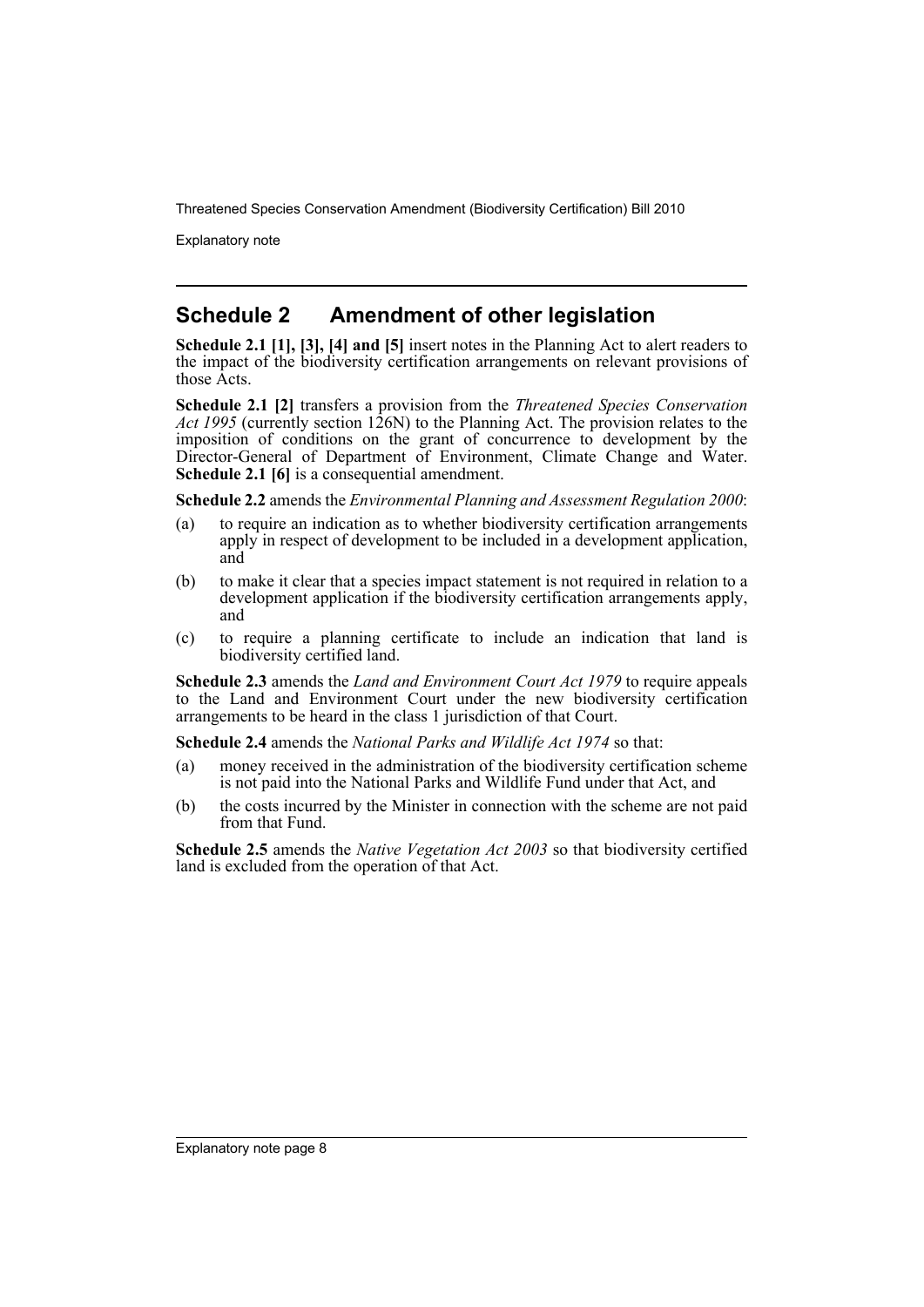## Schedule 2 Amendment of other legislation

**Schedule 2.1 [1], [3], [4] and [5]** insert notes in the Planning Act to alert readers to the impact of the biodiversity certification arrangements on relevant provisions of those Acts.

**Schedule 2.1 [2]** transfers a provision from the *Threatened Species Conservation Act 1995* (currently section 126N) to the Planning Act. The provision relates to the imposition of conditions on the grant of concurrence to development by the Director-General of Department of Environment, Climate Change and Water. **Schedule 2.1 [6]** is a consequential amendment.

**Schedule 2.2** amends the *Environmental Planning and Assessment Regulation 2000*:

(a) to require an indication as to whether biodiversity certification arrangements apply in respect of development to be included in a development application, and

(b) to make it clear that a species impact statement is not required in relation to a development application if the biodiversity certification arrangements apply, and

(c) to require a planning certificate to include an indication that land is biodiversity certified land.

**Schedule 2.3** amends the *Land and Environment Court Act 1979* to require appeals to the Land and Environment Court under the new biodiversity certification arrangements to be heard in the class 1 jurisdiction of that Court.

**Schedule 2.4** amends the *National Parks and Wildlife Act 1974* so that:

(a) money received in the administration of the biodiversity certification scheme is not paid into the National Parks and Wildlife Fund under that Act, and

(b) the costs incurred by the Minister in connection with the scheme are not paid from that Fund.

**Schedule 2.5** amends the *Native Vegetation Act 2003* so that biodiversity certified land is excluded from the operation of that Act.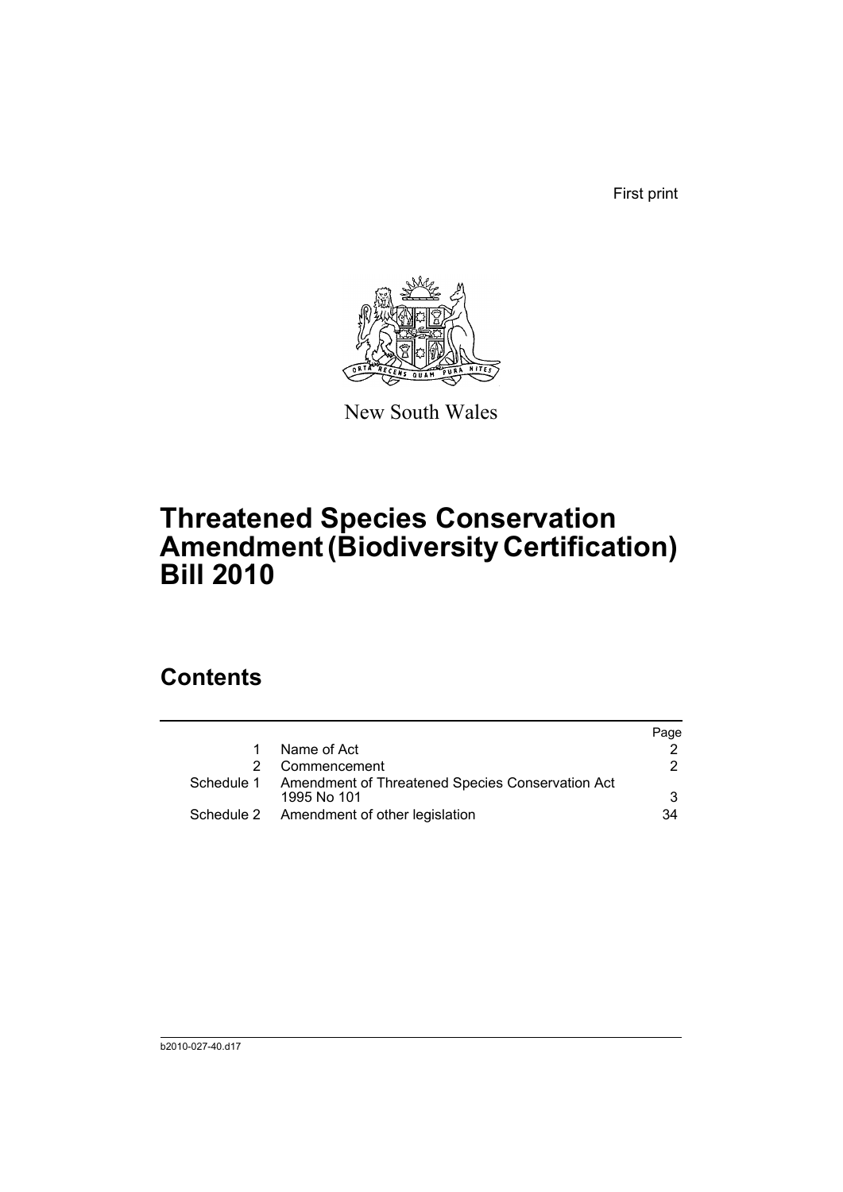First print

New South Wales

# Threatened Species Conservation Amendment (Biodiversity Certification) Bill 2010

## Contents

| | | Page |
|---|---|---|
| 1 | Name of Act | 2 |
| 2 | Commencement | 2 |
| Schedule 1 | Amendment of Threatened Species Conservation Act 1995 No 101 | 3 |
| Schedule 2 | Amendment of other legislation | 34 |

b2010-027-40.d17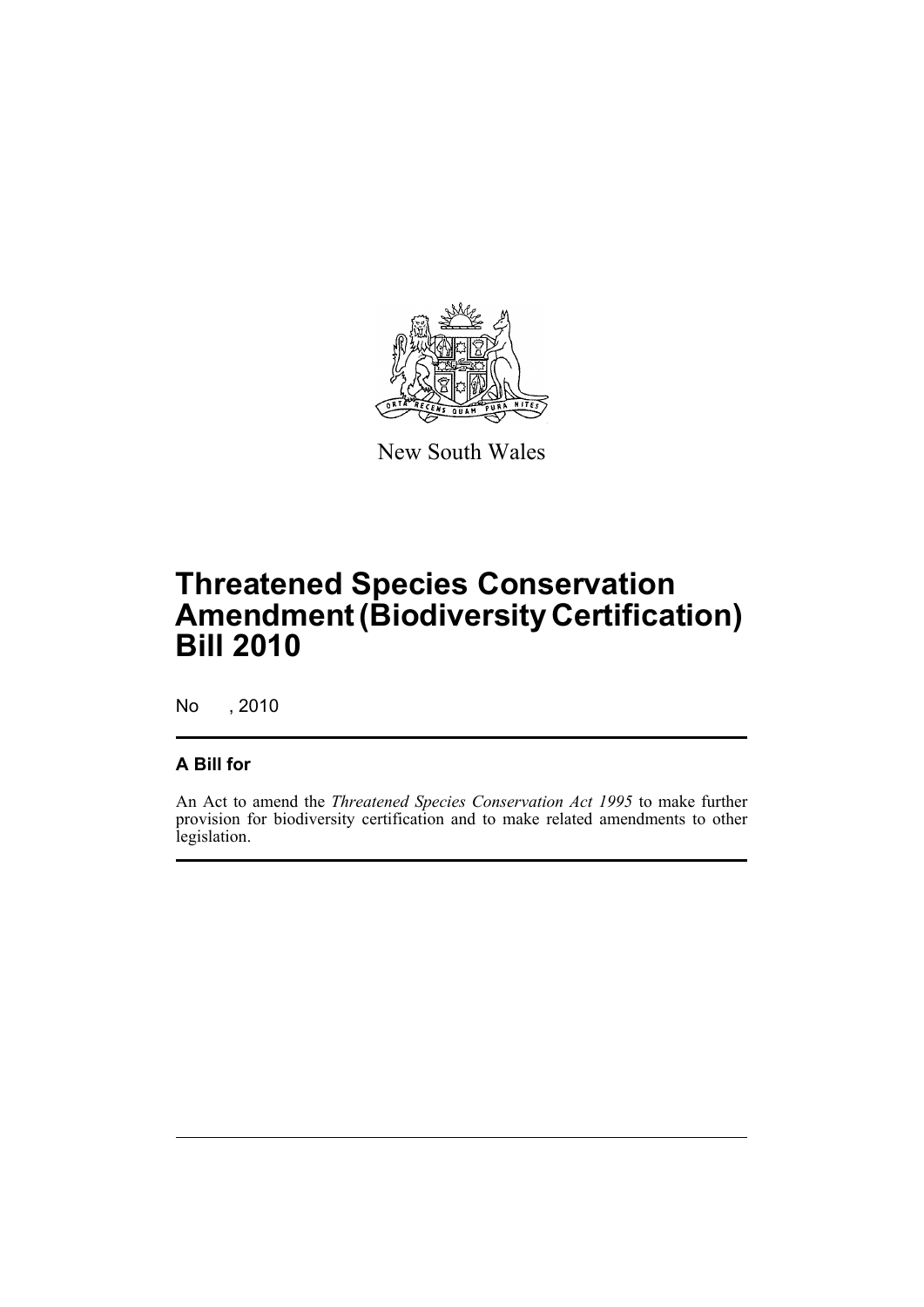New South Wales

# Threatened Species Conservation Amendment (Biodiversity Certification) Bill 2010

No , 2010

## A Bill for

An Act to amend the *Threatened Species Conservation Act 1995* to make further provision for biodiversity certification and to make related amendments to other legislation.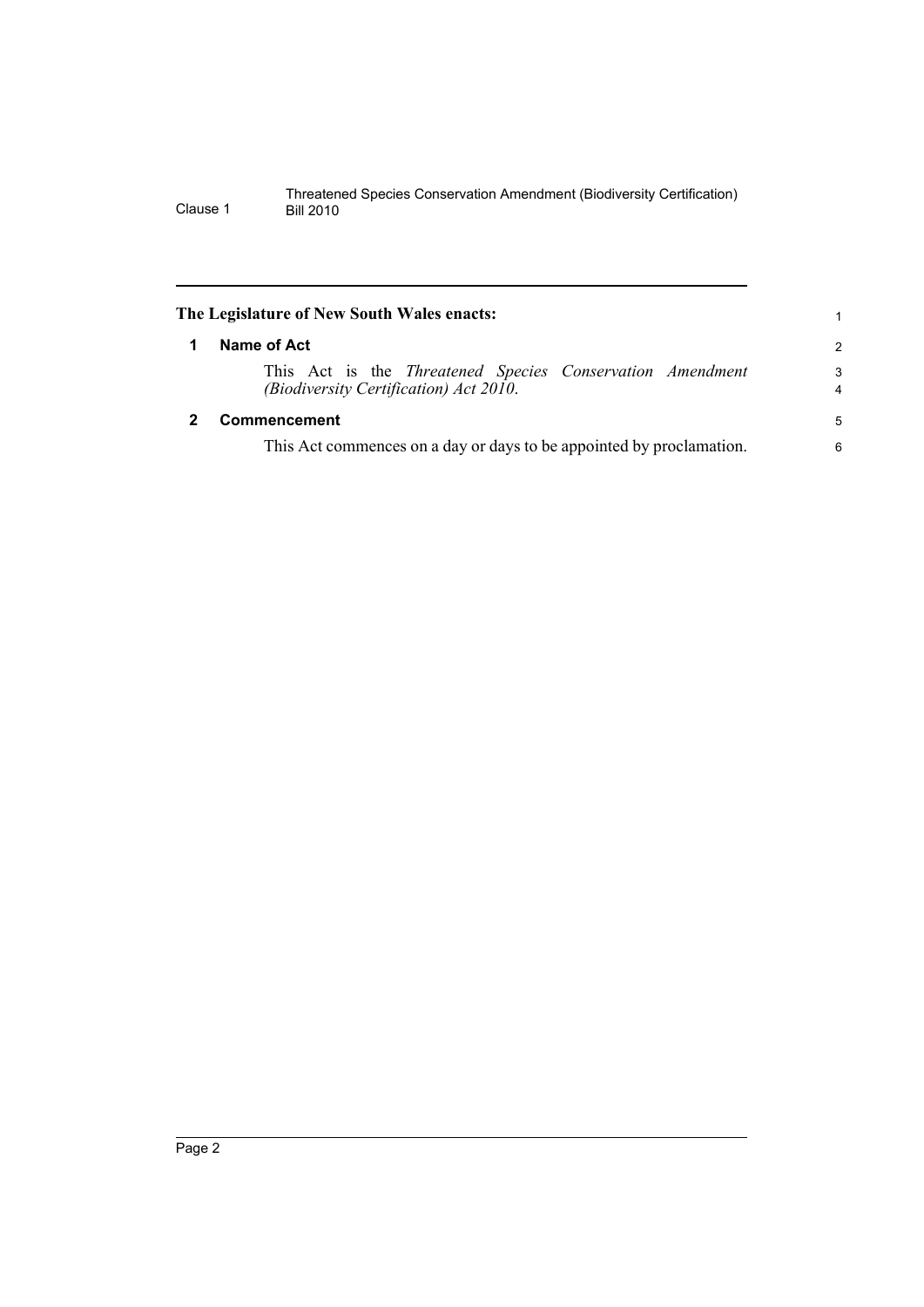**The Legislature of New South Wales enacts:**

## 1 Name of Act

This Act is the *Threatened Species Conservation Amendment (Biodiversity Certification) Act 2010*.

## 2 Commencement

This Act commences on a day or days to be appointed by proclamation.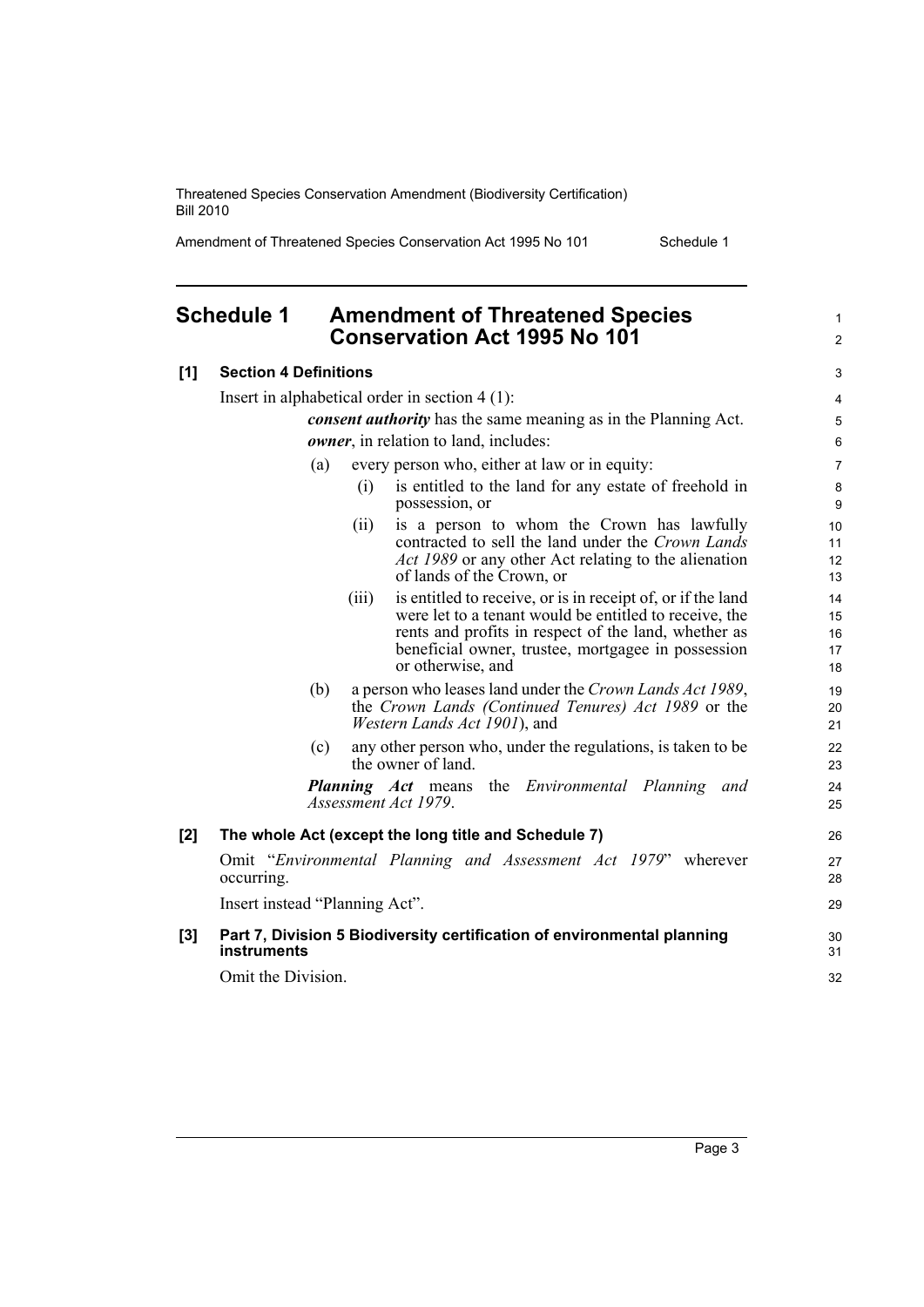## Schedule 1 Amendment of Threatened Species Conservation Act 1995 No 101

### [1] Section 4 Definitions

Insert in alphabetical order in section 4 (1):

***consent authority*** has the same meaning as in the Planning Act.

***owner***, in relation to land, includes:

(a) every person who, either at law or in equity:

(i) is entitled to the land for any estate of freehold in possession, or

(ii) is a person to whom the Crown has lawfully contracted to sell the land under the *Crown Lands Act 1989* or any other Act relating to the alienation of lands of the Crown, or

(iii) is entitled to receive, or is in receipt of, or if the land were let to a tenant would be entitled to receive, the rents and profits in respect of the land, whether as beneficial owner, trustee, mortgagee in possession or otherwise, and

(b) a person who leases land under the *Crown Lands Act 1989*, the *Crown Lands (Continued Tenures) Act 1989* or the *Western Lands Act 1901*), and

(c) any other person who, under the regulations, is taken to be the owner of land.

***Planning Act*** means the *Environmental Planning and Assessment Act 1979*.

### [2] The whole Act (except the long title and Schedule 7)

Omit "*Environmental Planning and Assessment Act 1979*" wherever occurring.

Insert instead "Planning Act".

### [3] Part 7, Division 5 Biodiversity certification of environmental planning instruments

Omit the Division.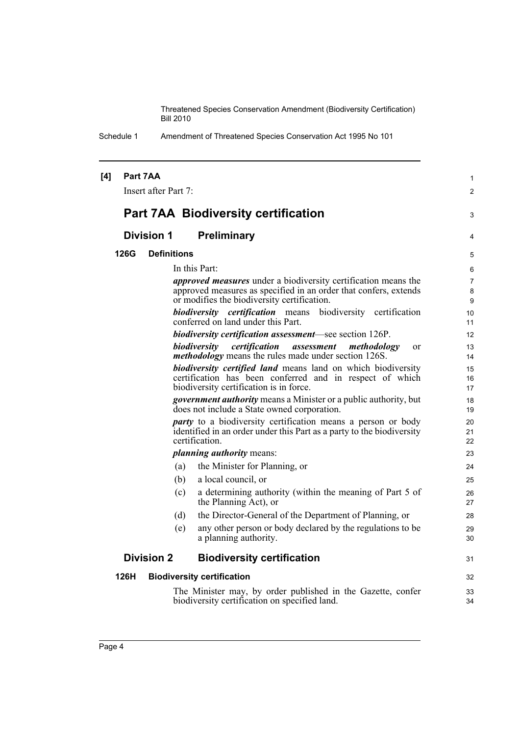**[4] Part 7AA**

Insert after Part 7:

# Part 7AA Biodiversity certification

## Division 1 Preliminary

### 126G Definitions

In this Part:

***approved measures*** under a biodiversity certification means the approved measures as specified in an order that confers, extends or modifies the biodiversity certification.

***biodiversity certification*** means biodiversity certification conferred on land under this Part.

***biodiversity certification assessment***—see section 126P.

***biodiversity certification assessment methodology*** or ***methodology*** means the rules made under section 126S.

***biodiversity certified land*** means land on which biodiversity certification has been conferred and in respect of which biodiversity certification is in force.

***government authority*** means a Minister or a public authority, but does not include a State owned corporation.

***party*** to a biodiversity certification means a person or body identified in an order under this Part as a party to the biodiversity certification.

***planning authority*** means:

(a) the Minister for Planning, or

(b) a local council, or

(c) a determining authority (within the meaning of Part 5 of the Planning Act), or

(d) the Director-General of the Department of Planning, or

(e) any other person or body declared by the regulations to be a planning authority.

## Division 2 Biodiversity certification

### 126H Biodiversity certification

The Minister may, by order published in the Gazette, confer biodiversity certification on specified land.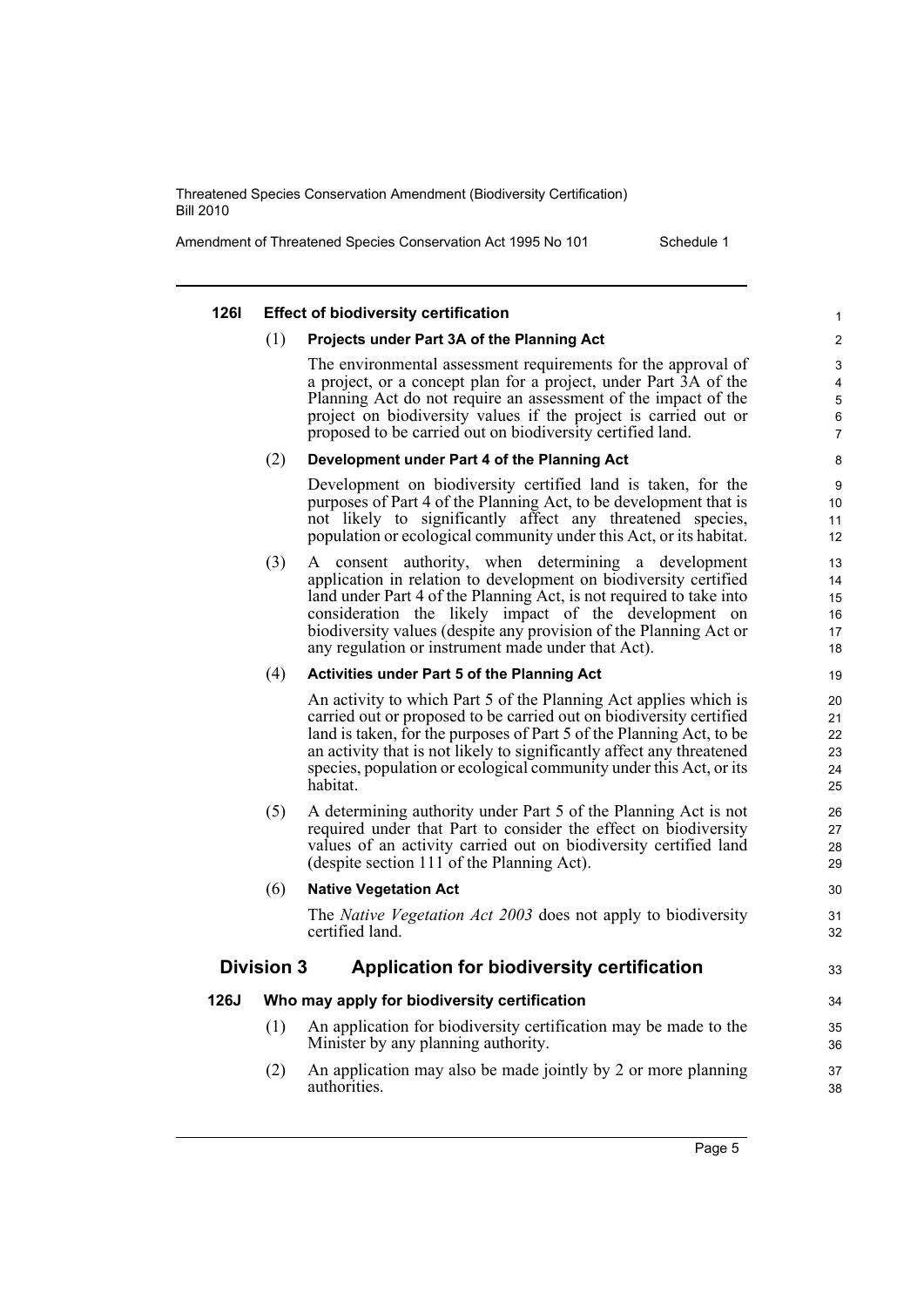#### 126I Effect of biodiversity certification

(1) **Projects under Part 3A of the Planning Act**

The environmental assessment requirements for the approval of a project, or a concept plan for a project, under Part 3A of the Planning Act do not require an assessment of the impact of the project on biodiversity values if the project is carried out or proposed to be carried out on biodiversity certified land.

(2) **Development under Part 4 of the Planning Act**

Development on biodiversity certified land is taken, for the purposes of Part 4 of the Planning Act, to be development that is not likely to significantly affect any threatened species, population or ecological community under this Act, or its habitat.

(3) A consent authority, when determining a development application in relation to development on biodiversity certified land under Part 4 of the Planning Act, is not required to take into consideration the likely impact of the development on biodiversity values (despite any provision of the Planning Act or any regulation or instrument made under that Act).

(4) **Activities under Part 5 of the Planning Act**

An activity to which Part 5 of the Planning Act applies which is carried out or proposed to be carried out on biodiversity certified land is taken, for the purposes of Part 5 of the Planning Act, to be an activity that is not likely to significantly affect any threatened species, population or ecological community under this Act, or its habitat.

(5) A determining authority under Part 5 of the Planning Act is not required under that Part to consider the effect on biodiversity values of an activity carried out on biodiversity certified land (despite section 111 of the Planning Act).

(6) **Native Vegetation Act**

The *Native Vegetation Act 2003* does not apply to biodiversity certified land.

### Division 3 Application for biodiversity certification

#### 126J Who may apply for biodiversity certification

(1) An application for biodiversity certification may be made to the Minister by any planning authority.

(2) An application may also be made jointly by 2 or more planning authorities.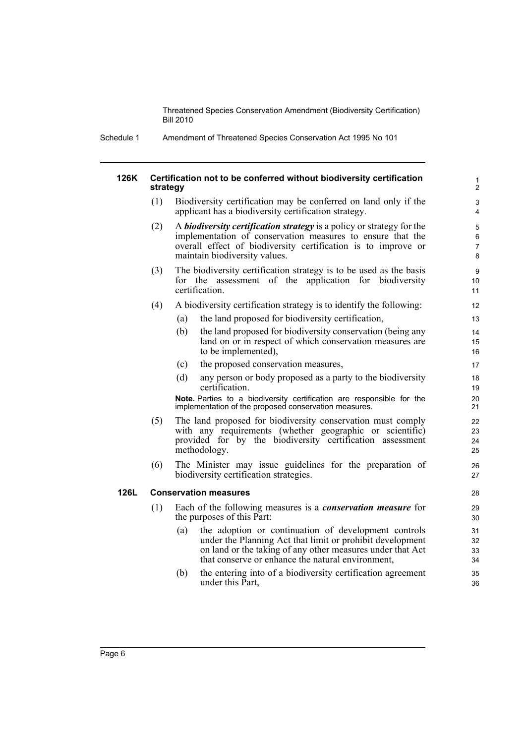#### 126K Certification not to be conferred without biodiversity certification strategy

(1) Biodiversity certification may be conferred on land only if the applicant has a biodiversity certification strategy.

(2) A ***biodiversity certification strategy*** is a policy or strategy for the implementation of conservation measures to ensure that the overall effect of biodiversity certification is to improve or maintain biodiversity values.

(3) The biodiversity certification strategy is to be used as the basis for the assessment of the application for biodiversity certification.

(4) A biodiversity certification strategy is to identify the following:

- (a) the land proposed for biodiversity certification,
- (b) the land proposed for biodiversity conservation (being any land on or in respect of which conservation measures are to be implemented),
- (c) the proposed conservation measures,
- (d) any person or body proposed as a party to the biodiversity certification.

**Note.** Parties to a biodiversity certification are responsible for the implementation of the proposed conservation measures.

(5) The land proposed for biodiversity conservation must comply with any requirements (whether geographic or scientific) provided for by the biodiversity certification assessment methodology.

(6) The Minister may issue guidelines for the preparation of biodiversity certification strategies.

#### 126L Conservation measures

(1) Each of the following measures is a ***conservation measure*** for the purposes of this Part:

- (a) the adoption or continuation of development controls under the Planning Act that limit or prohibit development on land or the taking of any other measures under that Act that conserve or enhance the natural environment,
- (b) the entering into of a biodiversity certification agreement under this Part,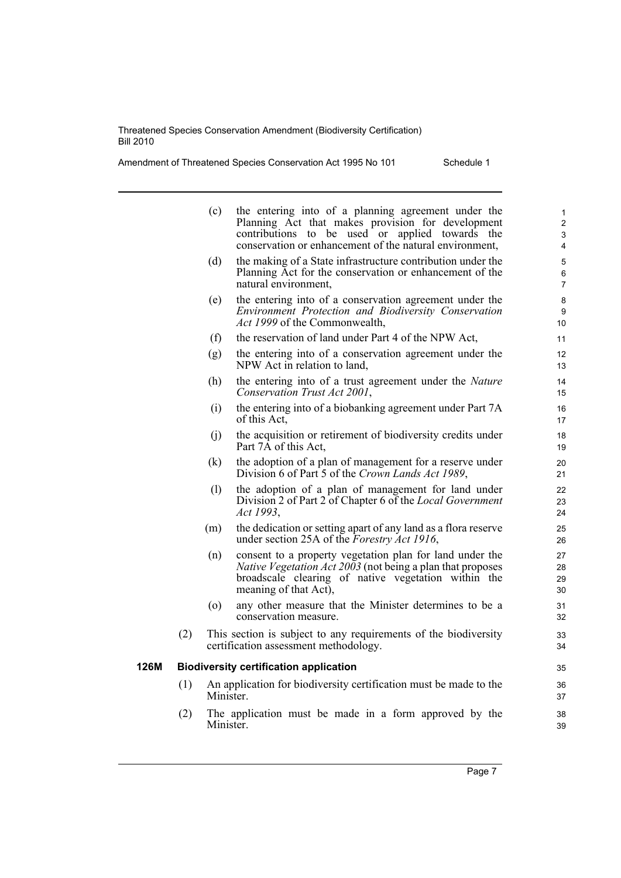(c) the entering into of a planning agreement under the Planning Act that makes provision for development contributions to be used or applied towards the conservation or enhancement of the natural environment,

(d) the making of a State infrastructure contribution under the Planning Act for the conservation or enhancement of the natural environment,

(e) the entering into of a conservation agreement under the *Environment Protection and Biodiversity Conservation Act 1999* of the Commonwealth,

(f) the reservation of land under Part 4 of the NPW Act,

(g) the entering into of a conservation agreement under the NPW Act in relation to land,

(h) the entering into of a trust agreement under the *Nature Conservation Trust Act 2001*,

(i) the entering into of a biobanking agreement under Part 7A of this Act,

(j) the acquisition or retirement of biodiversity credits under Part 7A of this Act,

(k) the adoption of a plan of management for a reserve under Division 6 of Part 5 of the *Crown Lands Act 1989*,

(l) the adoption of a plan of management for land under Division 2 of Part 2 of Chapter 6 of the *Local Government Act 1993*,

(m) the dedication or setting apart of any land as a flora reserve under section 25A of the *Forestry Act 1916*,

(n) consent to a property vegetation plan for land under the *Native Vegetation Act 2003* (not being a plan that proposes broadscale clearing of native vegetation within the meaning of that Act),

(o) any other measure that the Minister determines to be a conservation measure.

(2) This section is subject to any requirements of the biodiversity certification assessment methodology.

**126M Biodiversity certification application**

(1) An application for biodiversity certification must be made to the Minister.

(2) The application must be made in a form approved by the Minister.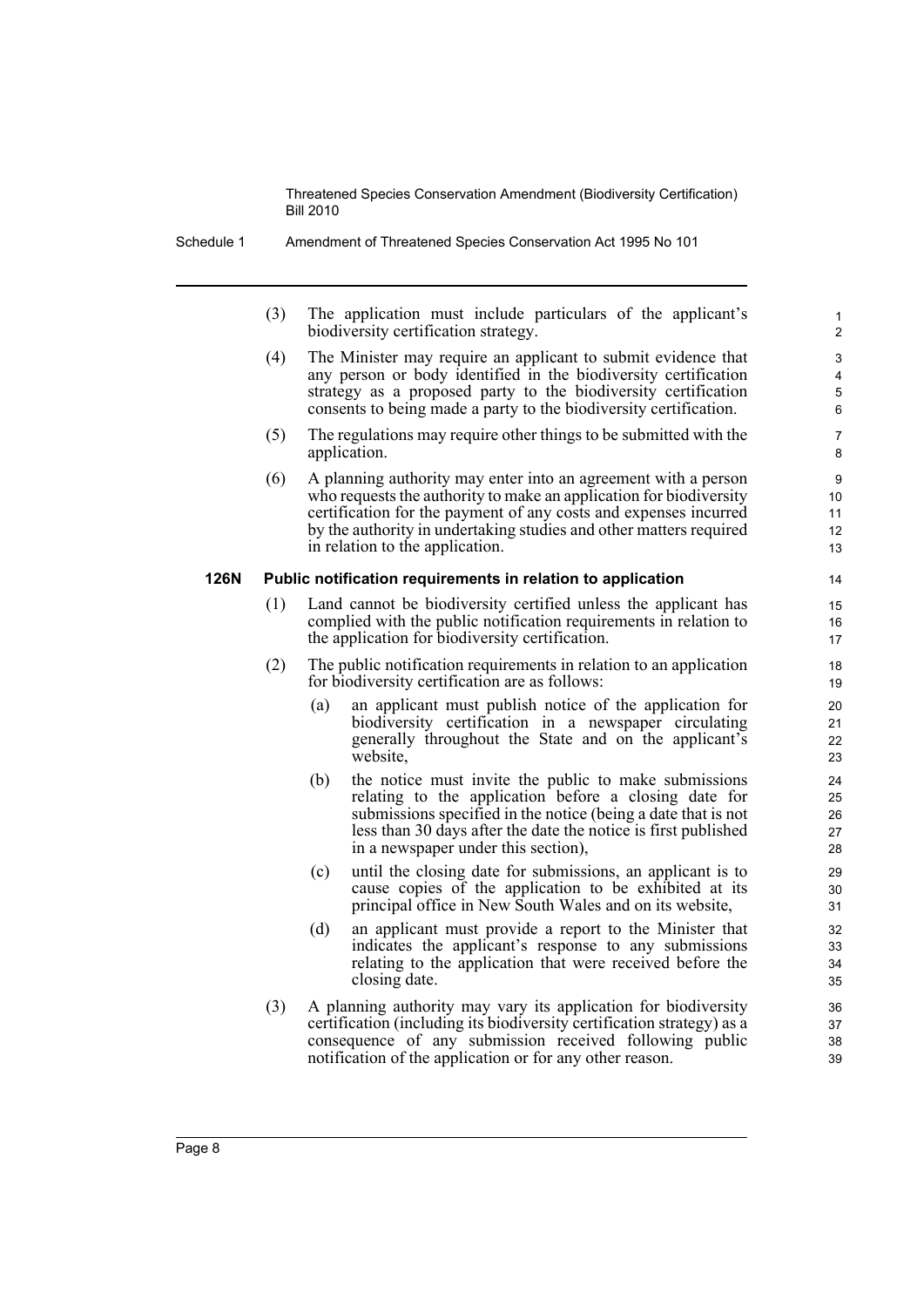(3) The application must include particulars of the applicant's biodiversity certification strategy.

(4) The Minister may require an applicant to submit evidence that any person or body identified in the biodiversity certification strategy as a proposed party to the biodiversity certification consents to being made a party to the biodiversity certification.

(5) The regulations may require other things to be submitted with the application.

(6) A planning authority may enter into an agreement with a person who requests the authority to make an application for biodiversity certification for the payment of any costs and expenses incurred by the authority in undertaking studies and other matters required in relation to the application.

**126N Public notification requirements in relation to application**

(1) Land cannot be biodiversity certified unless the applicant has complied with the public notification requirements in relation to the application for biodiversity certification.

(2) The public notification requirements in relation to an application for biodiversity certification are as follows:

- (a) an applicant must publish notice of the application for biodiversity certification in a newspaper circulating generally throughout the State and on the applicant's website,
- (b) the notice must invite the public to make submissions relating to the application before a closing date for submissions specified in the notice (being a date that is not less than 30 days after the date the notice is first published in a newspaper under this section),
- (c) until the closing date for submissions, an applicant is to cause copies of the application to be exhibited at its principal office in New South Wales and on its website,
- (d) an applicant must provide a report to the Minister that indicates the applicant's response to any submissions relating to the application that were received before the closing date.

(3) A planning authority may vary its application for biodiversity certification (including its biodiversity certification strategy) as a consequence of any submission received following public notification of the application or for any other reason.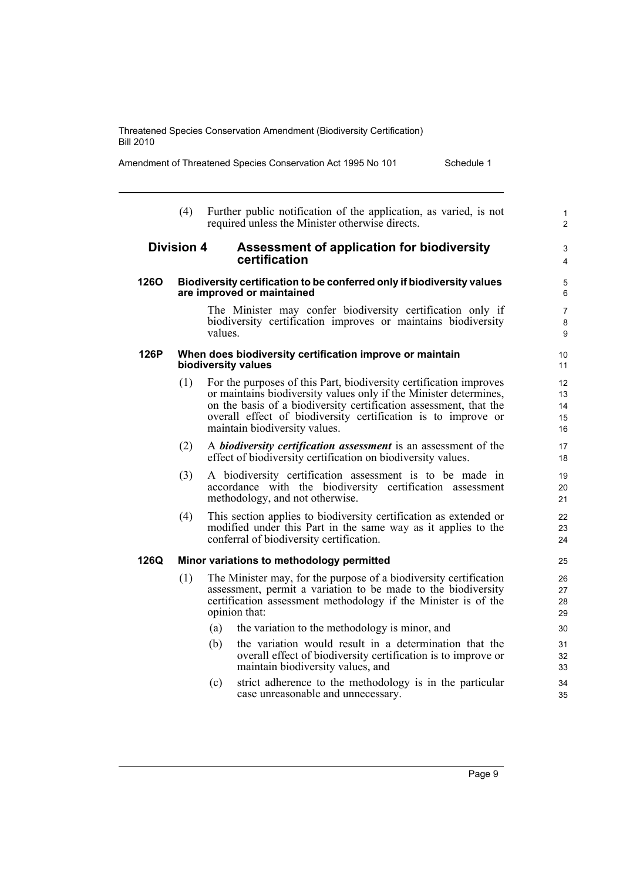(4) Further public notification of the application, as varied, is not required unless the Minister otherwise directs.

## Division 4 Assessment of application for biodiversity certification

### 126O Biodiversity certification to be conferred only if biodiversity values are improved or maintained

The Minister may confer biodiversity certification only if biodiversity certification improves or maintains biodiversity values.

### 126P When does biodiversity certification improve or maintain biodiversity values

(1) For the purposes of this Part, biodiversity certification improves or maintains biodiversity values only if the Minister determines, on the basis of a biodiversity certification assessment, that the overall effect of biodiversity certification is to improve or maintain biodiversity values.

(2) A ***biodiversity certification assessment*** is an assessment of the effect of biodiversity certification on biodiversity values.

(3) A biodiversity certification assessment is to be made in accordance with the biodiversity certification assessment methodology, and not otherwise.

(4) This section applies to biodiversity certification as extended or modified under this Part in the same way as it applies to the conferral of biodiversity certification.

### 126Q Minor variations to methodology permitted

(1) The Minister may, for the purpose of a biodiversity certification assessment, permit a variation to be made to the biodiversity certification assessment methodology if the Minister is of the opinion that:

(a) the variation to the methodology is minor, and

(b) the variation would result in a determination that the overall effect of biodiversity certification is to improve or maintain biodiversity values, and

(c) strict adherence to the methodology is in the particular case unreasonable and unnecessary.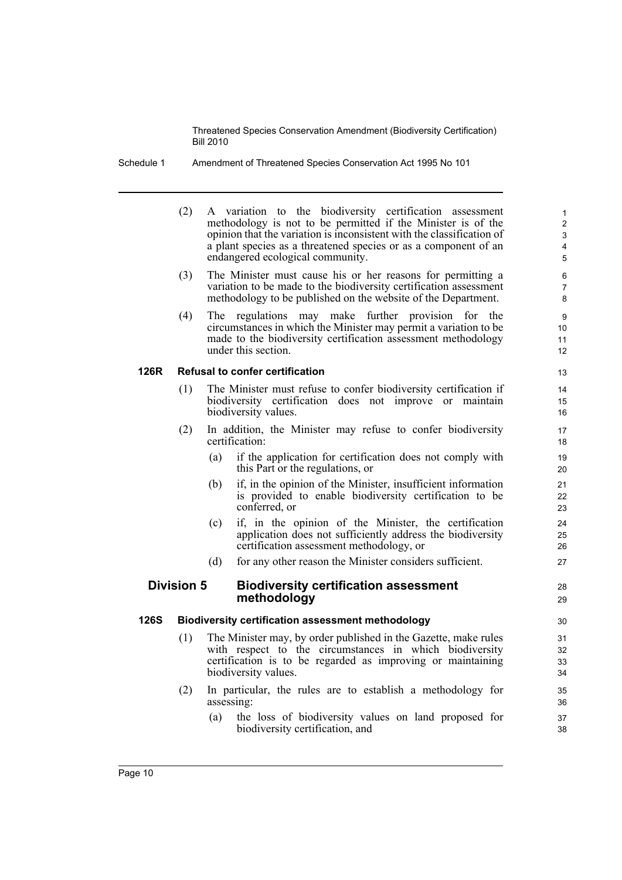(2) A variation to the biodiversity certification assessment methodology is not to be permitted if the Minister is of the opinion that the variation is inconsistent with the classification of a plant species as a threatened species or as a component of an endangered ecological community.

(3) The Minister must cause his or her reasons for permitting a variation to be made to the biodiversity certification assessment methodology to be published on the website of the Department.

(4) The regulations may make further provision for the circumstances in which the Minister may permit a variation to be made to the biodiversity certification assessment methodology under this section.

#### 126R Refusal to confer certification

(1) The Minister must refuse to confer biodiversity certification if biodiversity certification does not improve or maintain biodiversity values.

(2) In addition, the Minister may refuse to confer biodiversity certification:

- (a) if the application for certification does not comply with this Part or the regulations, or
- (b) if, in the opinion of the Minister, insufficient information is provided to enable biodiversity certification to be conferred, or
- (c) if, in the opinion of the Minister, the certification application does not sufficiently address the biodiversity certification assessment methodology, or
- (d) for any other reason the Minister considers sufficient.

### Division 5 Biodiversity certification assessment methodology

#### 126S Biodiversity certification assessment methodology

(1) The Minister may, by order published in the Gazette, make rules with respect to the circumstances in which biodiversity certification is to be regarded as improving or maintaining biodiversity values.

(2) In particular, the rules are to establish a methodology for assessing:

- (a) the loss of biodiversity values on land proposed for biodiversity certification, and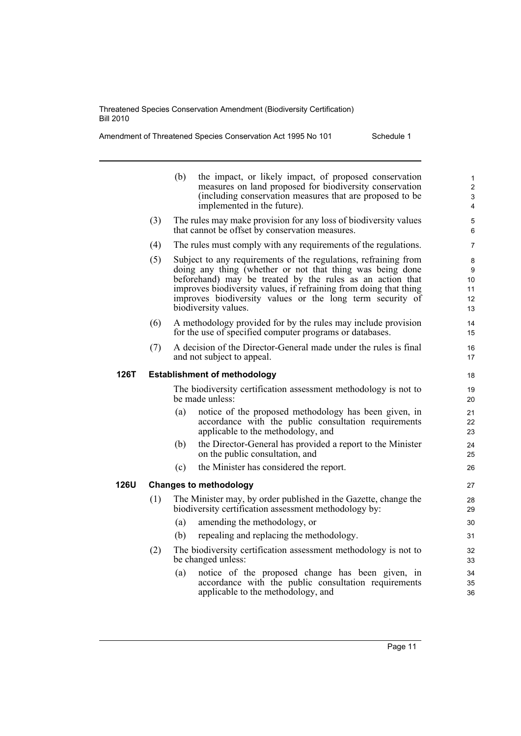(b) the impact, or likely impact, of proposed conservation measures on land proposed for biodiversity conservation (including conservation measures that are proposed to be implemented in the future).

(3) The rules may make provision for any loss of biodiversity values that cannot be offset by conservation measures.

(4) The rules must comply with any requirements of the regulations.

(5) Subject to any requirements of the regulations, refraining from doing any thing (whether or not that thing was being done beforehand) may be treated by the rules as an action that improves biodiversity values, if refraining from doing that thing improves biodiversity values or the long term security of biodiversity values.

(6) A methodology provided for by the rules may include provision for the use of specified computer programs or databases.

(7) A decision of the Director-General made under the rules is final and not subject to appeal.

### 126T Establishment of methodology

The biodiversity certification assessment methodology is not to be made unless:

(a) notice of the proposed methodology has been given, in accordance with the public consultation requirements applicable to the methodology, and

(b) the Director-General has provided a report to the Minister on the public consultation, and

(c) the Minister has considered the report.

### 126U Changes to methodology

(1) The Minister may, by order published in the Gazette, change the biodiversity certification assessment methodology by:

(a) amending the methodology, or

(b) repealing and replacing the methodology.

(2) The biodiversity certification assessment methodology is not to be changed unless:

(a) notice of the proposed change has been given, in accordance with the public consultation requirements applicable to the methodology, and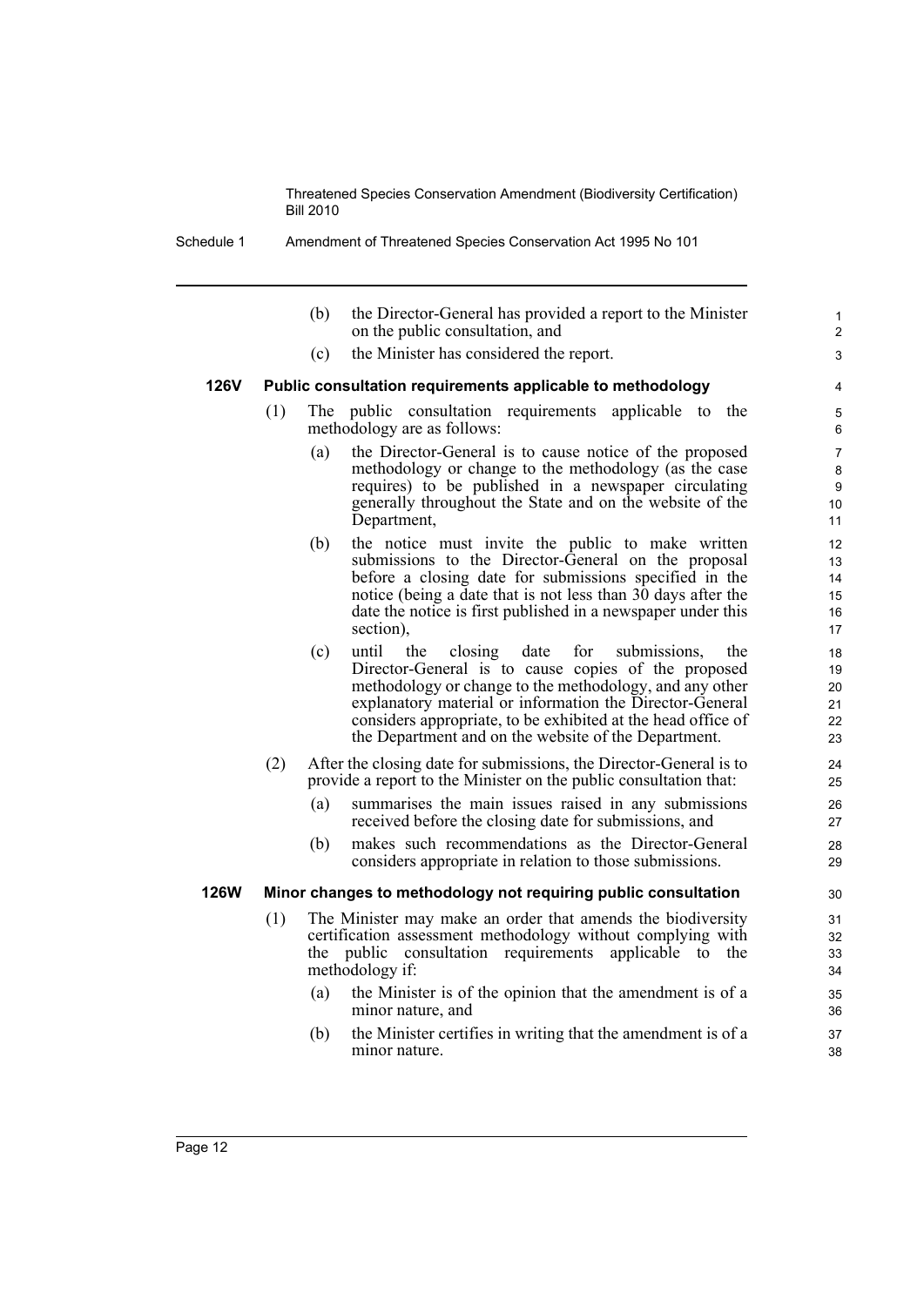(b) the Director-General has provided a report to the Minister on the public consultation, and

(c) the Minister has considered the report.

### 126V Public consultation requirements applicable to methodology

(1) The public consultation requirements applicable to the methodology are as follows:

(a) the Director-General is to cause notice of the proposed methodology or change to the methodology (as the case requires) to be published in a newspaper circulating generally throughout the State and on the website of the Department,

(b) the notice must invite the public to make written submissions to the Director-General on the proposal before a closing date for submissions specified in the notice (being a date that is not less than 30 days after the date the notice is first published in a newspaper under this section),

(c) until the closing date for submissions, the Director-General is to cause copies of the proposed methodology or change to the methodology, and any other explanatory material or information the Director-General considers appropriate, to be exhibited at the head office of the Department and on the website of the Department.

(2) After the closing date for submissions, the Director-General is to provide a report to the Minister on the public consultation that:

(a) summarises the main issues raised in any submissions received before the closing date for submissions, and

(b) makes such recommendations as the Director-General considers appropriate in relation to those submissions.

### 126W Minor changes to methodology not requiring public consultation

(1) The Minister may make an order that amends the biodiversity certification assessment methodology without complying with the public consultation requirements applicable to the methodology if:

(a) the Minister is of the opinion that the amendment is of a minor nature, and

(b) the Minister certifies in writing that the amendment is of a minor nature.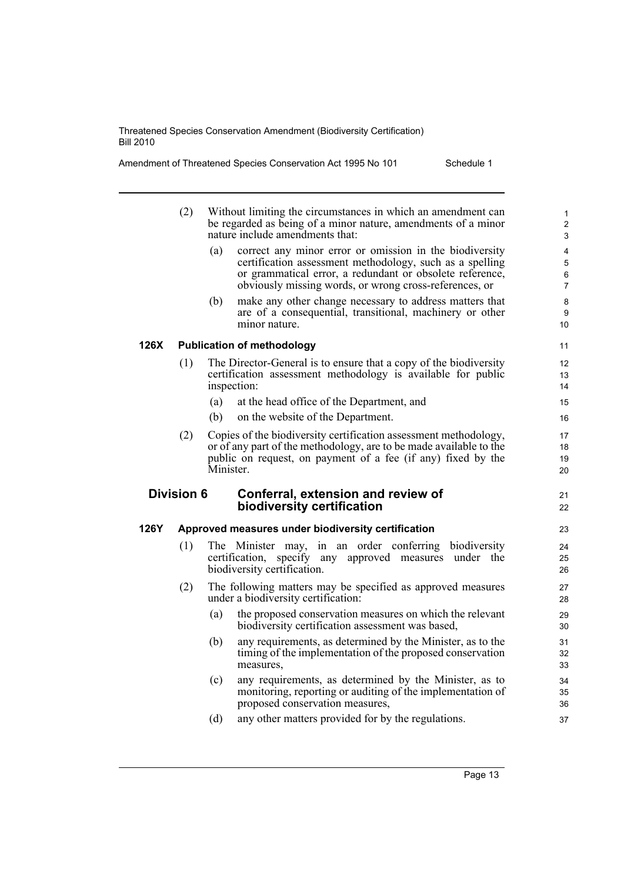(2) Without limiting the circumstances in which an amendment can be regarded as being of a minor nature, amendments of a minor nature include amendments that:

- (a) correct any minor error or omission in the biodiversity certification assessment methodology, such as a spelling or grammatical error, a redundant or obsolete reference, obviously missing words, or wrong cross-references, or
- (b) make any other change necessary to address matters that are of a consequential, transitional, machinery or other minor nature.

#### 126X Publication of methodology

(1) The Director-General is to ensure that a copy of the biodiversity certification assessment methodology is available for public inspection:

- (a) at the head office of the Department, and
- (b) on the website of the Department.

(2) Copies of the biodiversity certification assessment methodology, or of any part of the methodology, are to be made available to the public on request, on payment of a fee (if any) fixed by the Minister.

### Division 6 Conferral, extension and review of biodiversity certification

#### 126Y Approved measures under biodiversity certification

(1) The Minister may, in an order conferring biodiversity certification, specify any approved measures under the biodiversity certification.

(2) The following matters may be specified as approved measures under a biodiversity certification:

- (a) the proposed conservation measures on which the relevant biodiversity certification assessment was based,
- (b) any requirements, as determined by the Minister, as to the timing of the implementation of the proposed conservation measures,
- (c) any requirements, as determined by the Minister, as to monitoring, reporting or auditing of the implementation of proposed conservation measures,
- (d) any other matters provided for by the regulations.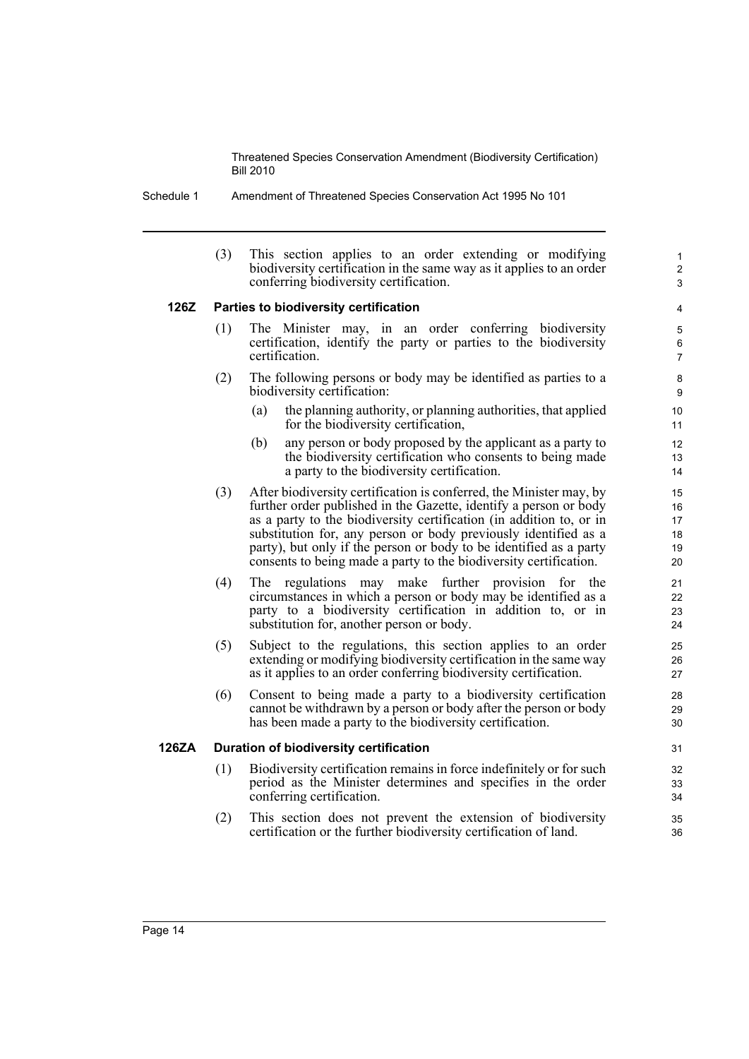(3) This section applies to an order extending or modifying biodiversity certification in the same way as it applies to an order conferring biodiversity certification.

### 126Z Parties to biodiversity certification

(1) The Minister may, in an order conferring biodiversity certification, identify the party or parties to the biodiversity certification.

(2) The following persons or body may be identified as parties to a biodiversity certification:

- (a) the planning authority, or planning authorities, that applied for the biodiversity certification,
- (b) any person or body proposed by the applicant as a party to the biodiversity certification who consents to being made a party to the biodiversity certification.

(3) After biodiversity certification is conferred, the Minister may, by further order published in the Gazette, identify a person or body as a party to the biodiversity certification (in addition to, or in substitution for, any person or body previously identified as a party), but only if the person or body to be identified as a party consents to being made a party to the biodiversity certification.

(4) The regulations may make further provision for the circumstances in which a person or body may be identified as a party to a biodiversity certification in addition to, or in substitution for, another person or body.

(5) Subject to the regulations, this section applies to an order extending or modifying biodiversity certification in the same way as it applies to an order conferring biodiversity certification.

(6) Consent to being made a party to a biodiversity certification cannot be withdrawn by a person or body after the person or body has been made a party to the biodiversity certification.

### 126ZA Duration of biodiversity certification

(1) Biodiversity certification remains in force indefinitely or for such period as the Minister determines and specifies in the order conferring certification.

(2) This section does not prevent the extension of biodiversity certification or the further biodiversity certification of land.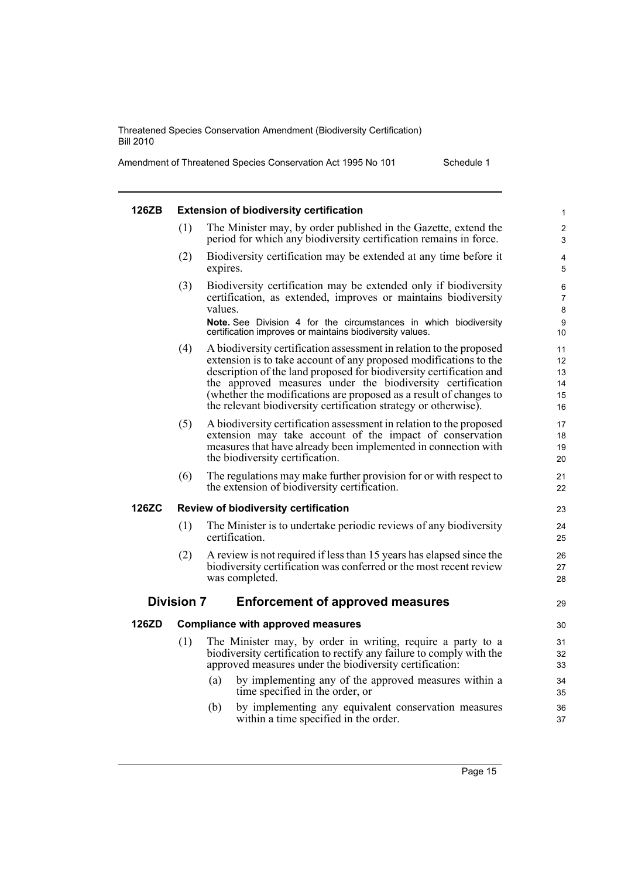#### 126ZB Extension of biodiversity certification

(1) The Minister may, by order published in the Gazette, extend the period for which any biodiversity certification remains in force.

(2) Biodiversity certification may be extended at any time before it expires.

(3) Biodiversity certification may be extended only if biodiversity certification, as extended, improves or maintains biodiversity values.

**Note.** See Division 4 for the circumstances in which biodiversity certification improves or maintains biodiversity values.

(4) A biodiversity certification assessment in relation to the proposed extension is to take account of any proposed modifications to the description of the land proposed for biodiversity certification and the approved measures under the biodiversity certification (whether the modifications are proposed as a result of changes to the relevant biodiversity certification strategy or otherwise).

(5) A biodiversity certification assessment in relation to the proposed extension may take account of the impact of conservation measures that have already been implemented in connection with the biodiversity certification.

(6) The regulations may make further provision for or with respect to the extension of biodiversity certification.

#### 126ZC Review of biodiversity certification

(1) The Minister is to undertake periodic reviews of any biodiversity certification.

(2) A review is not required if less than 15 years has elapsed since the biodiversity certification was conferred or the most recent review was completed.

### Division 7 Enforcement of approved measures

#### 126ZD Compliance with approved measures

(1) The Minister may, by order in writing, require a party to a biodiversity certification to rectify any failure to comply with the approved measures under the biodiversity certification:

- (a) by implementing any of the approved measures within a time specified in the order, or
- (b) by implementing any equivalent conservation measures within a time specified in the order.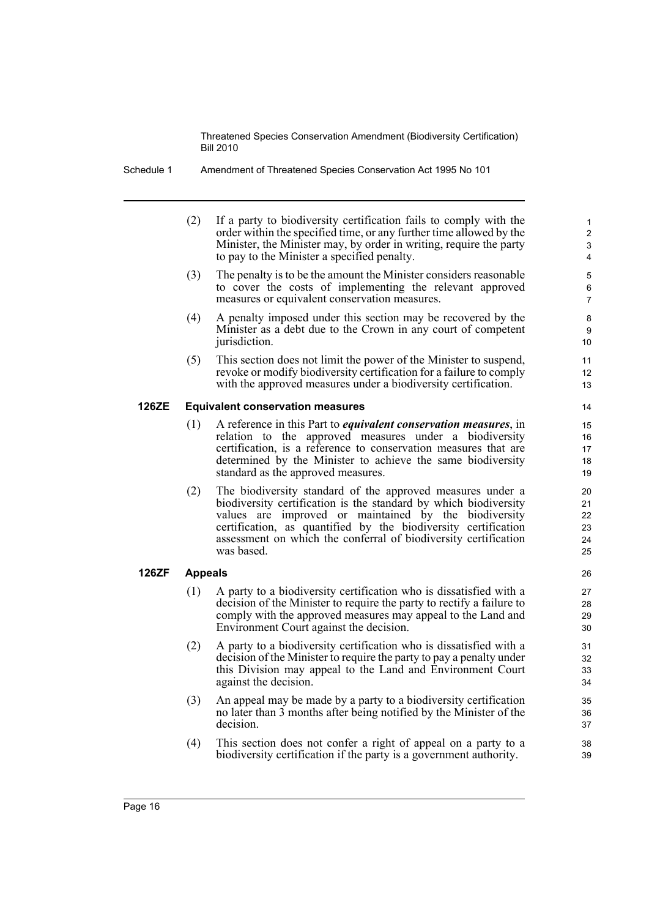(2) If a party to biodiversity certification fails to comply with the order within the specified time, or any further time allowed by the Minister, the Minister may, by order in writing, require the party to pay to the Minister a specified penalty.

(3) The penalty is to be the amount the Minister considers reasonable to cover the costs of implementing the relevant approved measures or equivalent conservation measures.

(4) A penalty imposed under this section may be recovered by the Minister as a debt due to the Crown in any court of competent jurisdiction.

(5) This section does not limit the power of the Minister to suspend, revoke or modify biodiversity certification for a failure to comply with the approved measures under a biodiversity certification.

### 126ZE Equivalent conservation measures

(1) A reference in this Part to ***equivalent conservation measures***, in relation to the approved measures under a biodiversity certification, is a reference to conservation measures that are determined by the Minister to achieve the same biodiversity standard as the approved measures.

(2) The biodiversity standard of the approved measures under a biodiversity certification is the standard by which biodiversity values are improved or maintained by the biodiversity certification, as quantified by the biodiversity certification assessment on which the conferral of biodiversity certification was based.

### 126ZF Appeals

(1) A party to a biodiversity certification who is dissatisfied with a decision of the Minister to require the party to rectify a failure to comply with the approved measures may appeal to the Land and Environment Court against the decision.

(2) A party to a biodiversity certification who is dissatisfied with a decision of the Minister to require the party to pay a penalty under this Division may appeal to the Land and Environment Court against the decision.

(3) An appeal may be made by a party to a biodiversity certification no later than 3 months after being notified by the Minister of the decision.

(4) This section does not confer a right of appeal on a party to a biodiversity certification if the party is a government authority.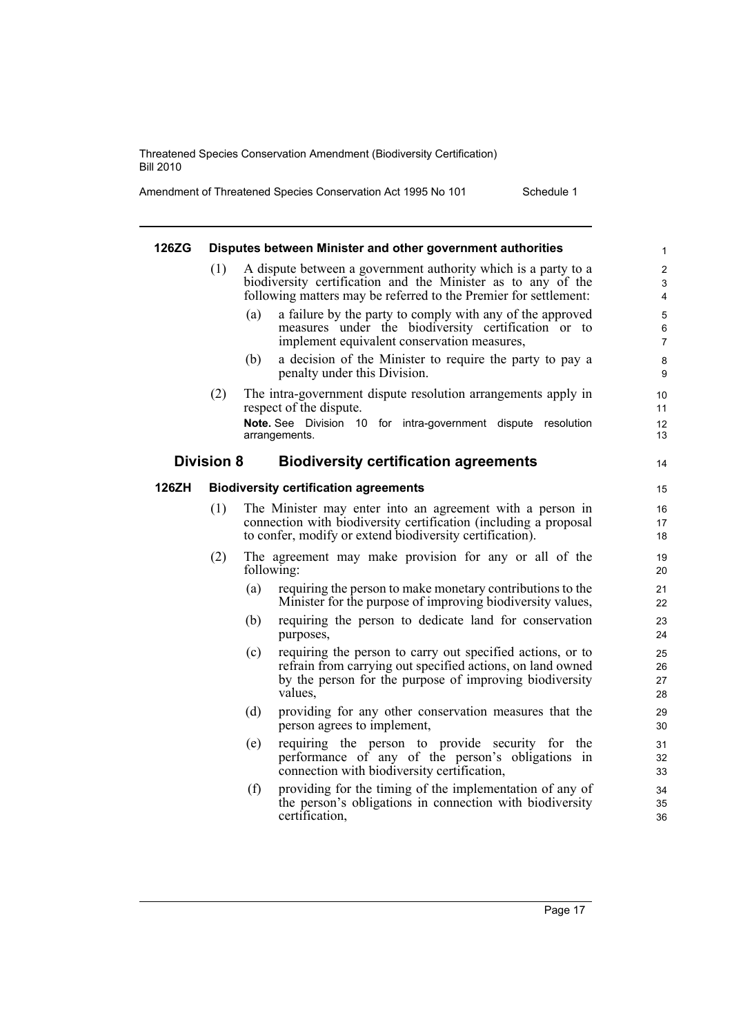#### 126ZG Disputes between Minister and other government authorities

(1) A dispute between a government authority which is a party to a biodiversity certification and the Minister as to any of the following matters may be referred to the Premier for settlement:

(a) a failure by the party to comply with any of the approved measures under the biodiversity certification or to implement equivalent conservation measures,

(b) a decision of the Minister to require the party to pay a penalty under this Division.

(2) The intra-government dispute resolution arrangements apply in respect of the dispute.

**Note.** See Division 10 for intra-government dispute resolution arrangements.

### Division 8 Biodiversity certification agreements

#### 126ZH Biodiversity certification agreements

(1) The Minister may enter into an agreement with a person in connection with biodiversity certification (including a proposal to confer, modify or extend biodiversity certification).

(2) The agreement may make provision for any or all of the following:

(a) requiring the person to make monetary contributions to the Minister for the purpose of improving biodiversity values,

(b) requiring the person to dedicate land for conservation purposes,

(c) requiring the person to carry out specified actions, or to refrain from carrying out specified actions, on land owned by the person for the purpose of improving biodiversity values,

(d) providing for any other conservation measures that the person agrees to implement,

(e) requiring the person to provide security for the performance of any of the person's obligations in connection with biodiversity certification,

(f) providing for the timing of the implementation of any of the person's obligations in connection with biodiversity certification,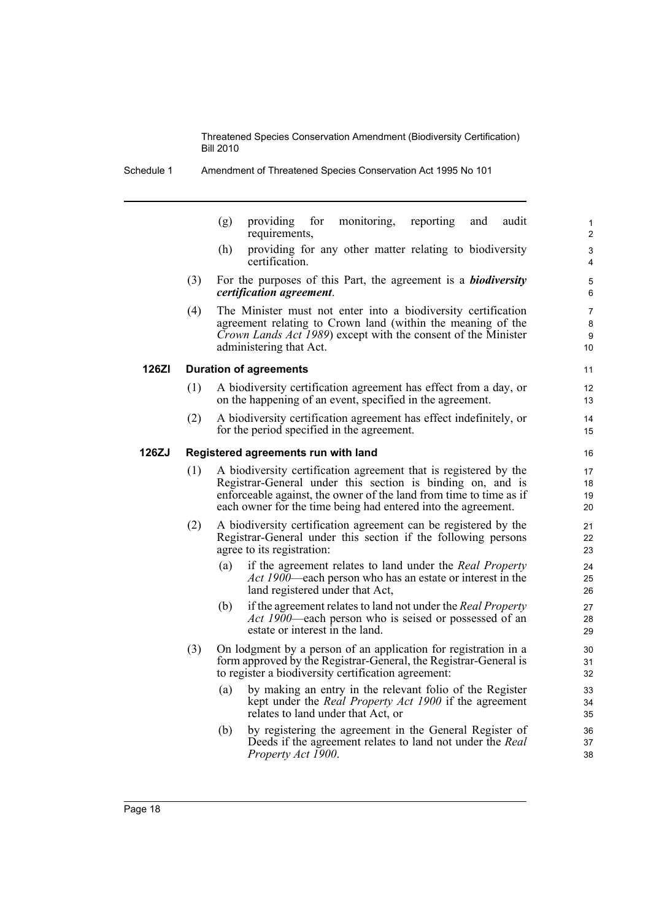(g) providing for monitoring, reporting and audit requirements,

(h) providing for any other matter relating to biodiversity certification.

(3) For the purposes of this Part, the agreement is a ***biodiversity certification agreement***.

(4) The Minister must not enter into a biodiversity certification agreement relating to Crown land (within the meaning of the *Crown Lands Act 1989*) except with the consent of the Minister administering that Act.

**126ZI Duration of agreements**

(1) A biodiversity certification agreement has effect from a day, or on the happening of an event, specified in the agreement.

(2) A biodiversity certification agreement has effect indefinitely, or for the period specified in the agreement.

**126ZJ Registered agreements run with land**

(1) A biodiversity certification agreement that is registered by the Registrar-General under this section is binding on, and is enforceable against, the owner of the land from time to time as if each owner for the time being had entered into the agreement.

(2) A biodiversity certification agreement can be registered by the Registrar-General under this section if the following persons agree to its registration:

(a) if the agreement relates to land under the *Real Property Act 1900*—each person who has an estate or interest in the land registered under that Act,

(b) if the agreement relates to land not under the *Real Property Act 1900*—each person who is seised or possessed of an estate or interest in the land.

(3) On lodgment by a person of an application for registration in a form approved by the Registrar-General, the Registrar-General is to register a biodiversity certification agreement:

(a) by making an entry in the relevant folio of the Register kept under the *Real Property Act 1900* if the agreement relates to land under that Act, or

(b) by registering the agreement in the General Register of Deeds if the agreement relates to land not under the *Real Property Act 1900*.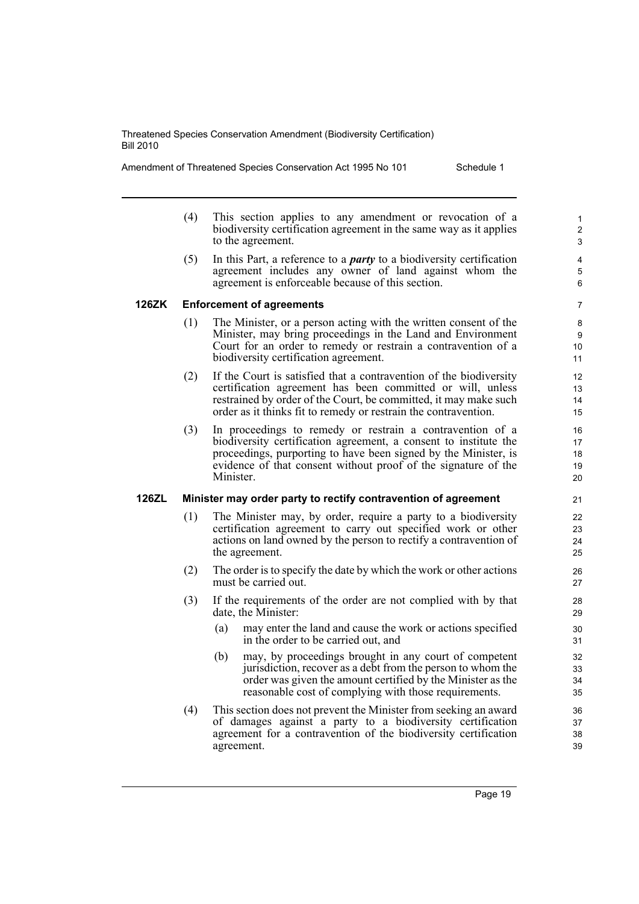(4) This section applies to any amendment or revocation of a biodiversity certification agreement in the same way as it applies to the agreement.

(5) In this Part, a reference to a ***party*** to a biodiversity certification agreement includes any owner of land against whom the agreement is enforceable because of this section.

### 126ZK Enforcement of agreements

(1) The Minister, or a person acting with the written consent of the Minister, may bring proceedings in the Land and Environment Court for an order to remedy or restrain a contravention of a biodiversity certification agreement.

(2) If the Court is satisfied that a contravention of the biodiversity certification agreement has been committed or will, unless restrained by order of the Court, be committed, it may make such order as it thinks fit to remedy or restrain the contravention.

(3) In proceedings to remedy or restrain a contravention of a biodiversity certification agreement, a consent to institute the proceedings, purporting to have been signed by the Minister, is evidence of that consent without proof of the signature of the Minister.

### 126ZL Minister may order party to rectify contravention of agreement

(1) The Minister may, by order, require a party to a biodiversity certification agreement to carry out specified work or other actions on land owned by the person to rectify a contravention of the agreement.

(2) The order is to specify the date by which the work or other actions must be carried out.

(3) If the requirements of the order are not complied with by that date, the Minister:

- (a) may enter the land and cause the work or actions specified in the order to be carried out, and
- (b) may, by proceedings brought in any court of competent jurisdiction, recover as a debt from the person to whom the order was given the amount certified by the Minister as the reasonable cost of complying with those requirements.

(4) This section does not prevent the Minister from seeking an award of damages against a party to a biodiversity certification agreement for a contravention of the biodiversity certification agreement.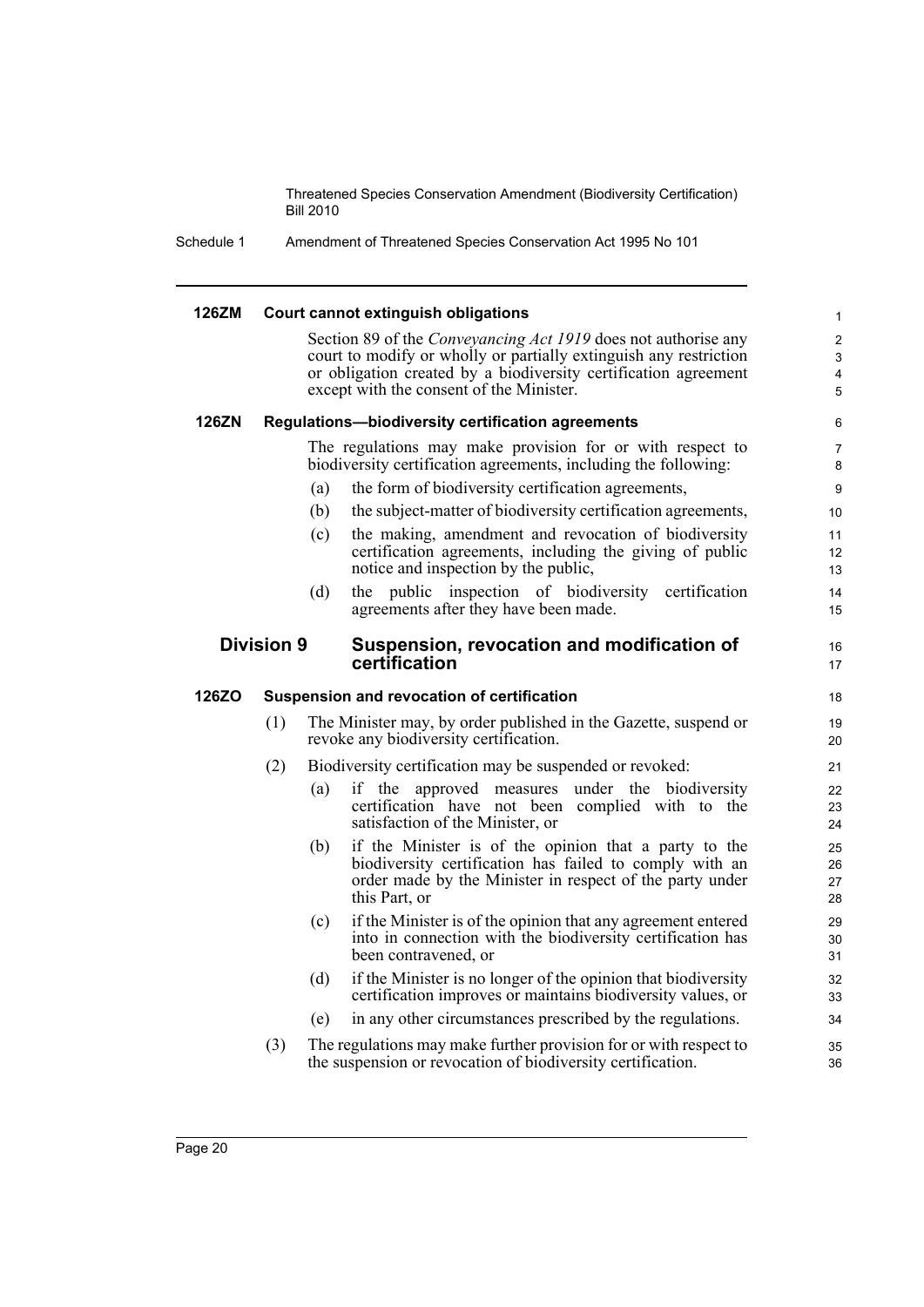#### 126ZM Court cannot extinguish obligations

Section 89 of the *Conveyancing Act 1919* does not authorise any court to modify or wholly or partially extinguish any restriction or obligation created by a biodiversity certification agreement except with the consent of the Minister.

#### 126ZN Regulations—biodiversity certification agreements

The regulations may make provision for or with respect to biodiversity certification agreements, including the following:

(a) the form of biodiversity certification agreements,

(b) the subject-matter of biodiversity certification agreements,

(c) the making, amendment and revocation of biodiversity certification agreements, including the giving of public notice and inspection by the public,

(d) the public inspection of biodiversity certification agreements after they have been made.

### Division 9 Suspension, revocation and modification of certification

#### 126ZO Suspension and revocation of certification

(1) The Minister may, by order published in the Gazette, suspend or revoke any biodiversity certification.

(2) Biodiversity certification may be suspended or revoked:

(a) if the approved measures under the biodiversity certification have not been complied with to the satisfaction of the Minister, or

(b) if the Minister is of the opinion that a party to the biodiversity certification has failed to comply with an order made by the Minister in respect of the party under this Part, or

(c) if the Minister is of the opinion that any agreement entered into in connection with the biodiversity certification has been contravened, or

(d) if the Minister is no longer of the opinion that biodiversity certification improves or maintains biodiversity values, or

(e) in any other circumstances prescribed by the regulations.

(3) The regulations may make further provision for or with respect to the suspension or revocation of biodiversity certification.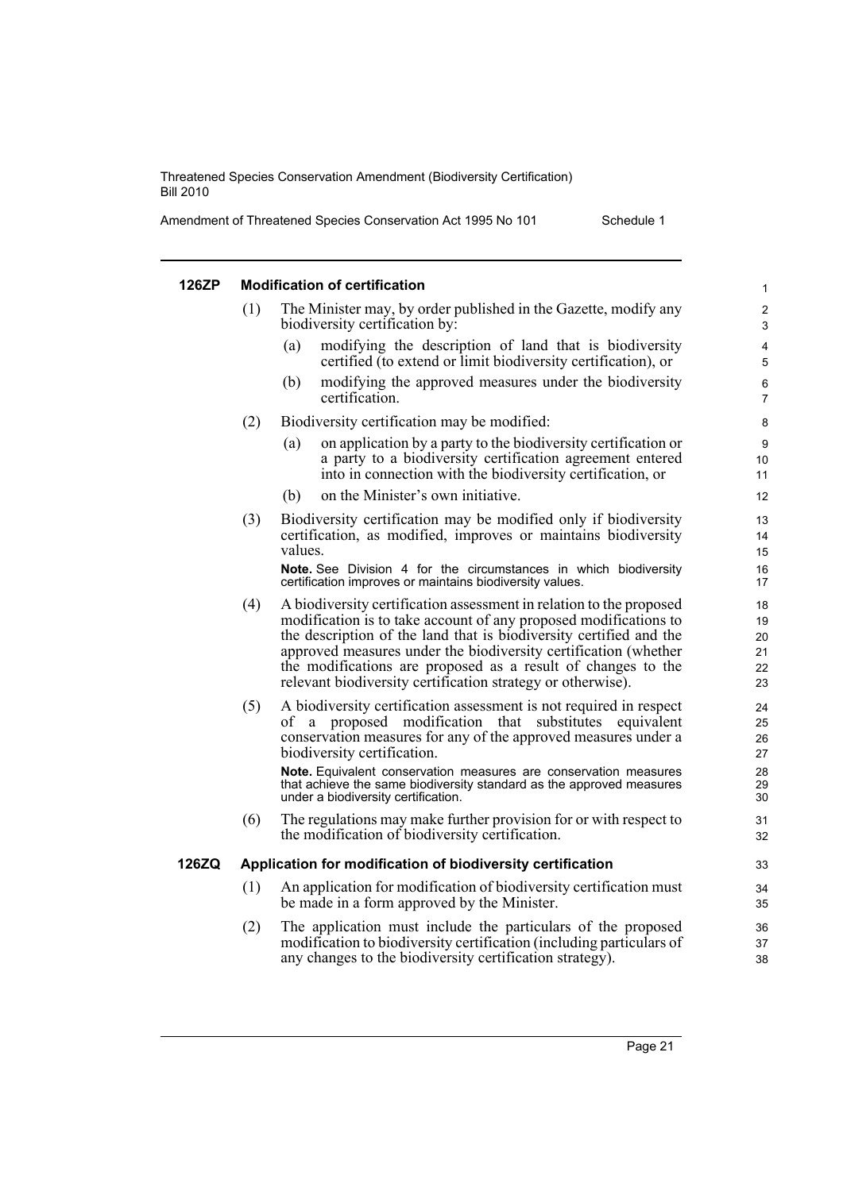#### 126ZP Modification of certification

(1) The Minister may, by order published in the Gazette, modify any biodiversity certification by:

(a) modifying the description of land that is biodiversity certified (to extend or limit biodiversity certification), or

(b) modifying the approved measures under the biodiversity certification.

(2) Biodiversity certification may be modified:

(a) on application by a party to the biodiversity certification or a party to a biodiversity certification agreement entered into in connection with the biodiversity certification, or

(b) on the Minister's own initiative.

(3) Biodiversity certification may be modified only if biodiversity certification, as modified, improves or maintains biodiversity values.

**Note.** See Division 4 for the circumstances in which biodiversity certification improves or maintains biodiversity values.

(4) A biodiversity certification assessment in relation to the proposed modification is to take account of any proposed modifications to the description of the land that is biodiversity certified and the approved measures under the biodiversity certification (whether the modifications are proposed as a result of changes to the relevant biodiversity certification strategy or otherwise).

(5) A biodiversity certification assessment is not required in respect of a proposed modification that substitutes equivalent conservation measures for any of the approved measures under a biodiversity certification.

**Note.** Equivalent conservation measures are conservation measures that achieve the same biodiversity standard as the approved measures under a biodiversity certification.

(6) The regulations may make further provision for or with respect to the modification of biodiversity certification.

#### 126ZQ Application for modification of biodiversity certification

(1) An application for modification of biodiversity certification must be made in a form approved by the Minister.

(2) The application must include the particulars of the proposed modification to biodiversity certification (including particulars of any changes to the biodiversity certification strategy).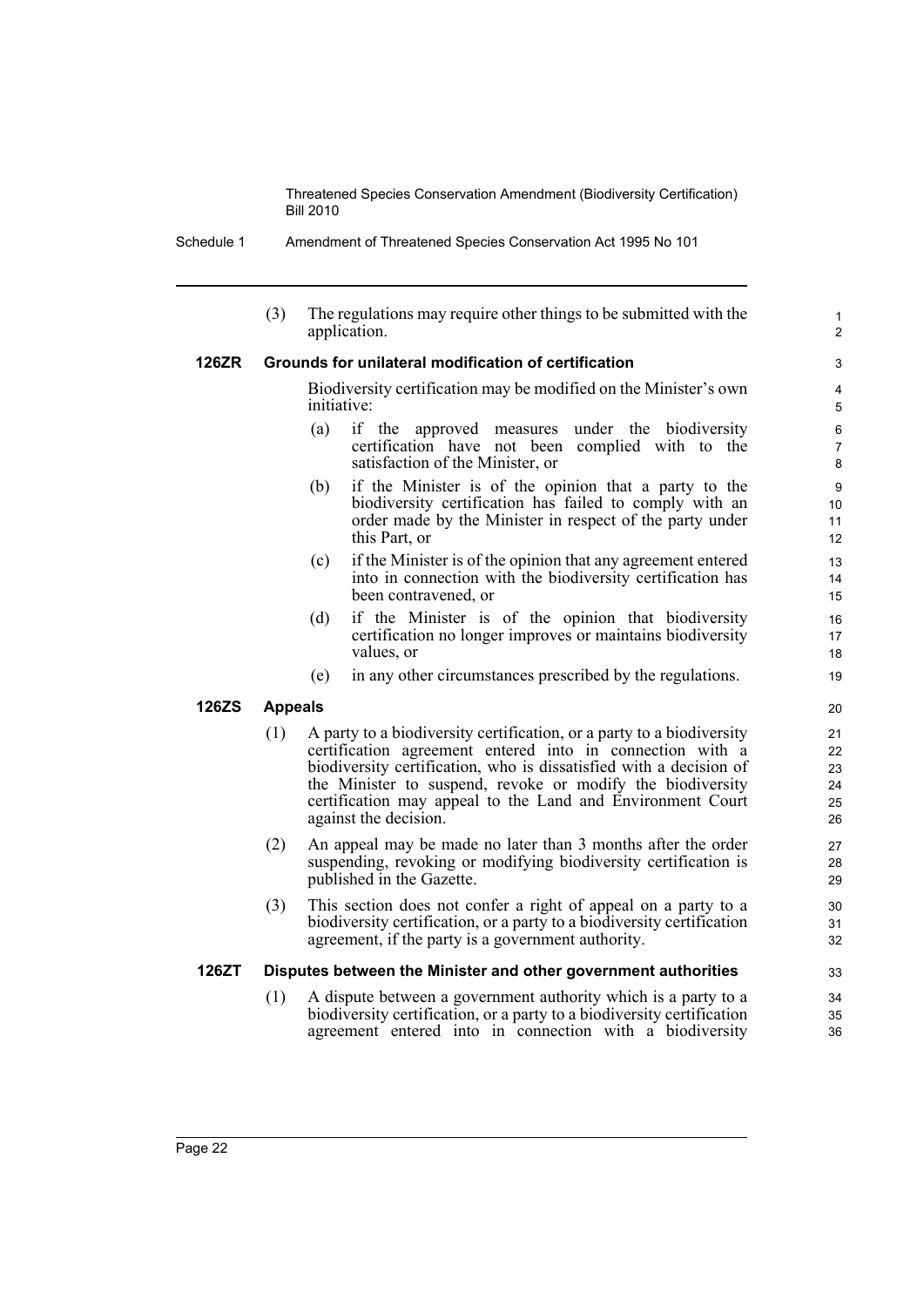(3) The regulations may require other things to be submitted with the application.

**126ZR Grounds for unilateral modification of certification**

Biodiversity certification may be modified on the Minister's own initiative:

(a) if the approved measures under the biodiversity certification have not been complied with to the satisfaction of the Minister, or

(b) if the Minister is of the opinion that a party to the biodiversity certification has failed to comply with an order made by the Minister in respect of the party under this Part, or

(c) if the Minister is of the opinion that any agreement entered into in connection with the biodiversity certification has been contravened, or

(d) if the Minister is of the opinion that biodiversity certification no longer improves or maintains biodiversity values, or

(e) in any other circumstances prescribed by the regulations.

**126ZS Appeals**

(1) A party to a biodiversity certification, or a party to a biodiversity certification agreement entered into in connection with a biodiversity certification, who is dissatisfied with a decision of the Minister to suspend, revoke or modify the biodiversity certification may appeal to the Land and Environment Court against the decision.

(2) An appeal may be made no later than 3 months after the order suspending, revoking or modifying biodiversity certification is published in the Gazette.

(3) This section does not confer a right of appeal on a party to a biodiversity certification, or a party to a biodiversity certification agreement, if the party is a government authority.

**126ZT Disputes between the Minister and other government authorities**

(1) A dispute between a government authority which is a party to a biodiversity certification, or a party to a biodiversity certification agreement entered into in connection with a biodiversity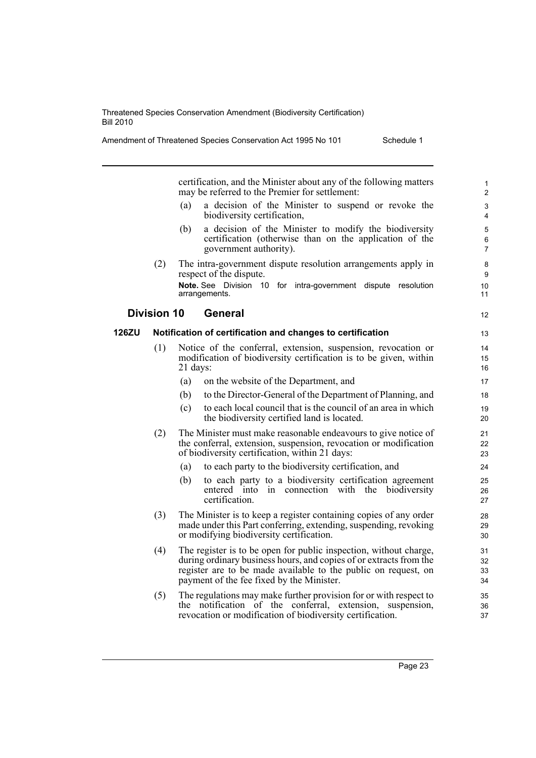certification, and the Minister about any of the following matters may be referred to the Premier for settlement:

(a) a decision of the Minister to suspend or revoke the biodiversity certification,

(b) a decision of the Minister to modify the biodiversity certification (otherwise than on the application of the government authority).

(2) The intra-government dispute resolution arrangements apply in respect of the dispute.

**Note.** See Division 10 for intra-government dispute resolution arrangements.

## Division 10 General

### 126ZU Notification of certification and changes to certification

(1) Notice of the conferral, extension, suspension, revocation or modification of biodiversity certification is to be given, within 21 days:

(a) on the website of the Department, and

(b) to the Director-General of the Department of Planning, and

(c) to each local council that is the council of an area in which the biodiversity certified land is located.

(2) The Minister must make reasonable endeavours to give notice of the conferral, extension, suspension, revocation or modification of biodiversity certification, within 21 days:

(a) to each party to the biodiversity certification, and

(b) to each party to a biodiversity certification agreement entered into in connection with the biodiversity certification.

(3) The Minister is to keep a register containing copies of any order made under this Part conferring, extending, suspending, revoking or modifying biodiversity certification.

(4) The register is to be open for public inspection, without charge, during ordinary business hours, and copies of or extracts from the register are to be made available to the public on request, on payment of the fee fixed by the Minister.

(5) The regulations may make further provision for or with respect to the notification of the conferral, extension, suspension, revocation or modification of biodiversity certification.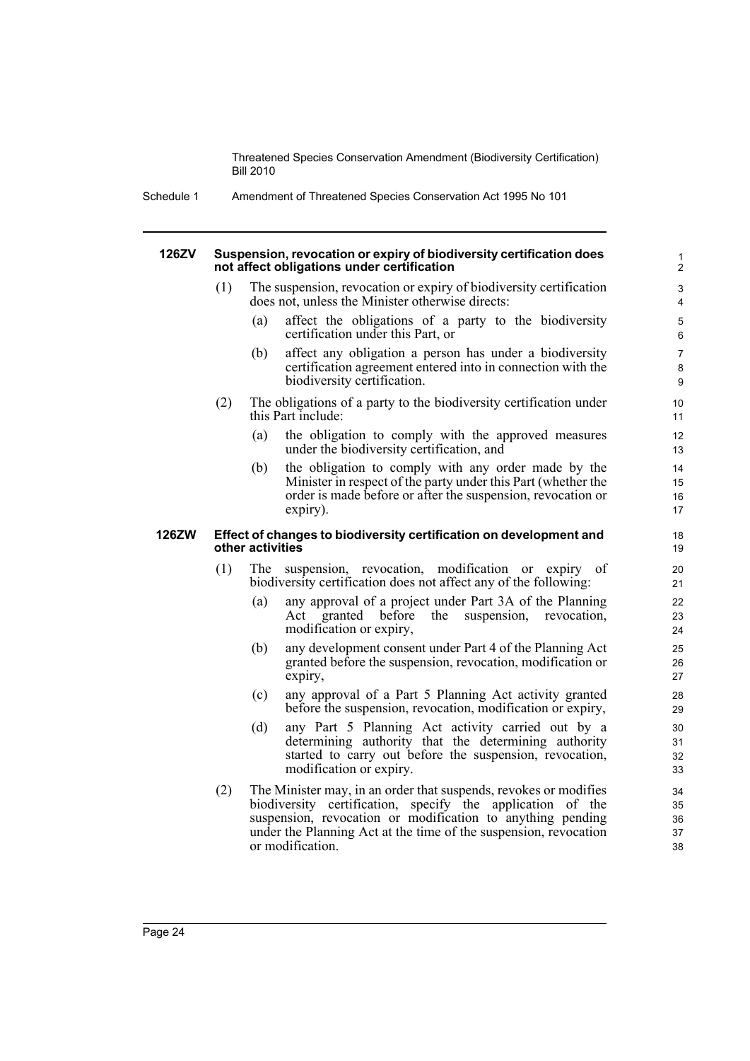#### 126ZV Suspension, revocation or expiry of biodiversity certification does not affect obligations under certification

(1) The suspension, revocation or expiry of biodiversity certification does not, unless the Minister otherwise directs:

(a) affect the obligations of a party to the biodiversity certification under this Part, or

(b) affect any obligation a person has under a biodiversity certification agreement entered into in connection with the biodiversity certification.

(2) The obligations of a party to the biodiversity certification under this Part include:

(a) the obligation to comply with the approved measures under the biodiversity certification, and

(b) the obligation to comply with any order made by the Minister in respect of the party under this Part (whether the order is made before or after the suspension, revocation or expiry).

#### 126ZW Effect of changes to biodiversity certification on development and other activities

(1) The suspension, revocation, modification or expiry of biodiversity certification does not affect any of the following:

(a) any approval of a project under Part 3A of the Planning Act granted before the suspension, revocation, modification or expiry,

(b) any development consent under Part 4 of the Planning Act granted before the suspension, revocation, modification or expiry,

(c) any approval of a Part 5 Planning Act activity granted before the suspension, revocation, modification or expiry,

(d) any Part 5 Planning Act activity carried out by a determining authority that the determining authority started to carry out before the suspension, revocation, modification or expiry.

(2) The Minister may, in an order that suspends, revokes or modifies biodiversity certification, specify the application of the suspension, revocation or modification to anything pending under the Planning Act at the time of the suspension, revocation or modification.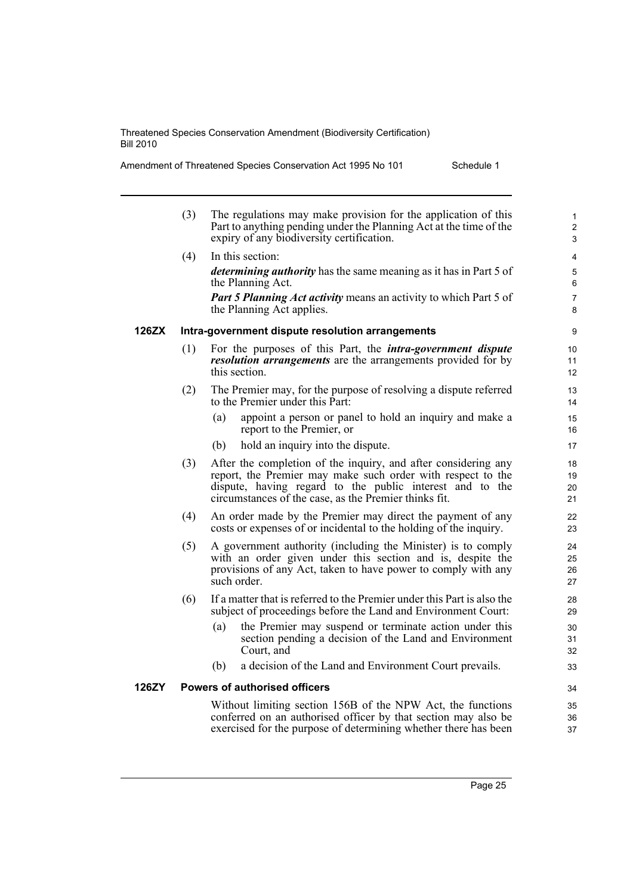(3) The regulations may make provision for the application of this Part to anything pending under the Planning Act at the time of the expiry of any biodiversity certification.

(4) In this section:

***determining authority*** has the same meaning as it has in Part 5 of the Planning Act.

***Part 5 Planning Act activity*** means an activity to which Part 5 of the Planning Act applies.

### 126ZX Intra-government dispute resolution arrangements

(1) For the purposes of this Part, the ***intra-government dispute resolution arrangements*** are the arrangements provided for by this section.

(2) The Premier may, for the purpose of resolving a dispute referred to the Premier under this Part:

- (a) appoint a person or panel to hold an inquiry and make a report to the Premier, or
- (b) hold an inquiry into the dispute.

(3) After the completion of the inquiry, and after considering any report, the Premier may make such order with respect to the dispute, having regard to the public interest and to the circumstances of the case, as the Premier thinks fit.

(4) An order made by the Premier may direct the payment of any costs or expenses of or incidental to the holding of the inquiry.

(5) A government authority (including the Minister) is to comply with an order given under this section and is, despite the provisions of any Act, taken to have power to comply with any such order.

(6) If a matter that is referred to the Premier under this Part is also the subject of proceedings before the Land and Environment Court:

- (a) the Premier may suspend or terminate action under this section pending a decision of the Land and Environment Court, and
- (b) a decision of the Land and Environment Court prevails.

### 126ZY Powers of authorised officers

Without limiting section 156B of the NPW Act, the functions conferred on an authorised officer by that section may also be exercised for the purpose of determining whether there has been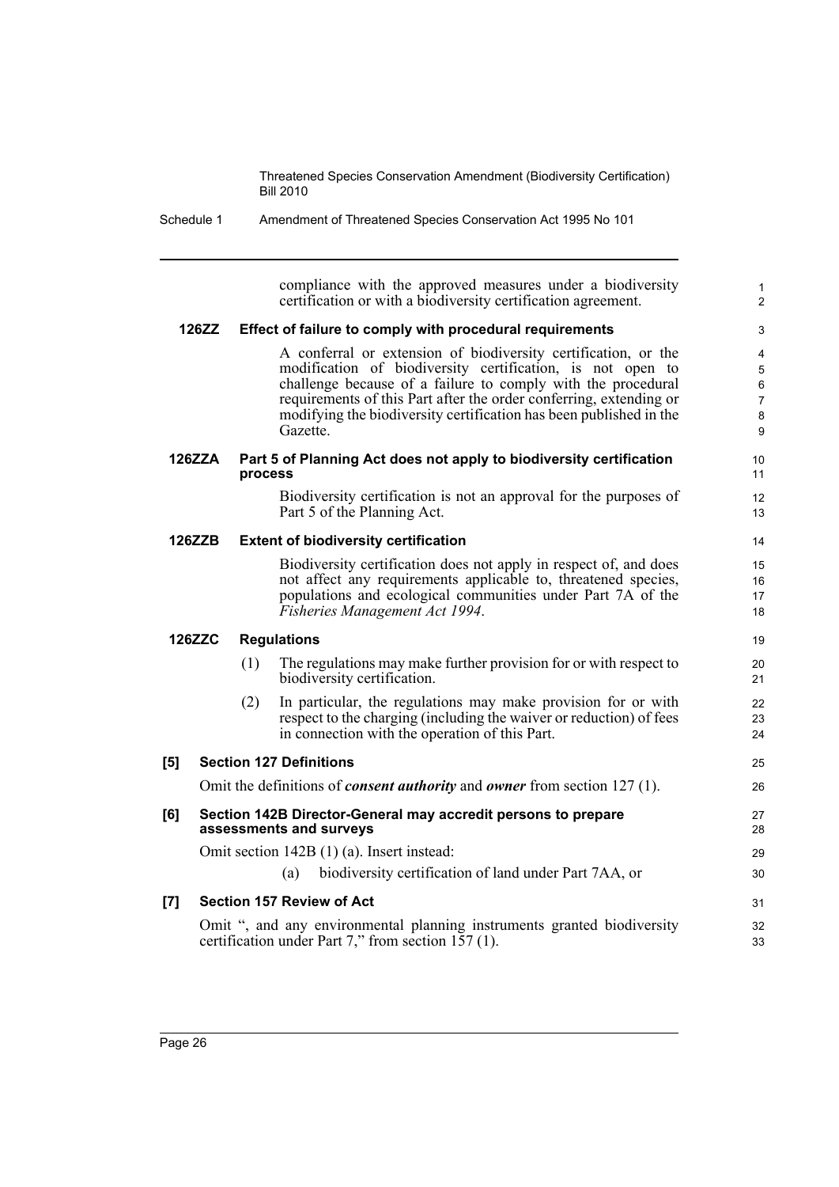compliance with the approved measures under a biodiversity certification or with a biodiversity certification agreement.

### 126ZZ Effect of failure to comply with procedural requirements

A conferral or extension of biodiversity certification, or the modification of biodiversity certification, is not open to challenge because of a failure to comply with the procedural requirements of this Part after the order conferring, extending or modifying the biodiversity certification has been published in the Gazette.

### 126ZZA Part 5 of Planning Act does not apply to biodiversity certification process

Biodiversity certification is not an approval for the purposes of Part 5 of the Planning Act.

### 126ZZB Extent of biodiversity certification

Biodiversity certification does not apply in respect of, and does not affect any requirements applicable to, threatened species, populations and ecological communities under Part 7A of the *Fisheries Management Act 1994*.

### 126ZZC Regulations

(1) The regulations may make further provision for or with respect to biodiversity certification.

(2) In particular, the regulations may make provision for or with respect to the charging (including the waiver or reduction) of fees in connection with the operation of this Part.

## [5] Section 127 Definitions

Omit the definitions of ***consent authority*** and ***owner*** from section 127 (1).

## [6] Section 142B Director-General may accredit persons to prepare assessments and surveys

Omit section 142B (1) (a). Insert instead:

(a) biodiversity certification of land under Part 7AA, or

## [7] Section 157 Review of Act

Omit ", and any environmental planning instruments granted biodiversity certification under Part 7," from section 157 (1).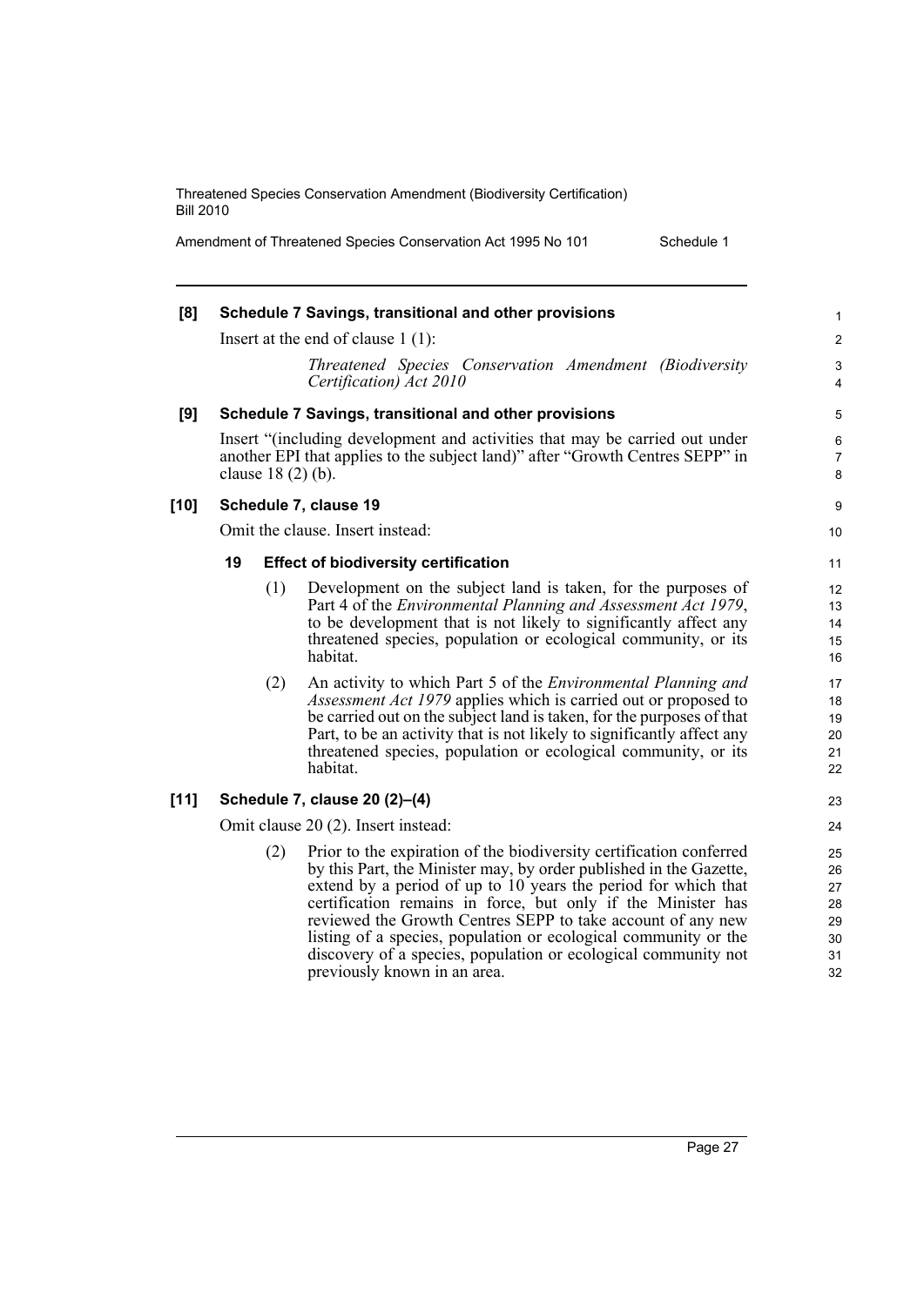**[8] Schedule 7 Savings, transitional and other provisions**

Insert at the end of clause 1 (1):

> *Threatened Species Conservation Amendment (Biodiversity Certification) Act 2010*

**[9] Schedule 7 Savings, transitional and other provisions**

Insert "(including development and activities that may be carried out under another EPI that applies to the subject land)" after "Growth Centres SEPP" in clause 18 (2) (b).

**[10] Schedule 7, clause 19**

Omit the clause. Insert instead:

**19 Effect of biodiversity certification**

(1) Development on the subject land is taken, for the purposes of Part 4 of the *Environmental Planning and Assessment Act 1979*, to be development that is not likely to significantly affect any threatened species, population or ecological community, or its habitat.

(2) An activity to which Part 5 of the *Environmental Planning and Assessment Act 1979* applies which is carried out or proposed to be carried out on the subject land is taken, for the purposes of that Part, to be an activity that is not likely to significantly affect any threatened species, population or ecological community, or its habitat.

**[11] Schedule 7, clause 20 (2)–(4)**

Omit clause 20 (2). Insert instead:

(2) Prior to the expiration of the biodiversity certification conferred by this Part, the Minister may, by order published in the Gazette, extend by a period of up to 10 years the period for which that certification remains in force, but only if the Minister has reviewed the Growth Centres SEPP to take account of any new listing of a species, population or ecological community or the discovery of a species, population or ecological community not previously known in an area.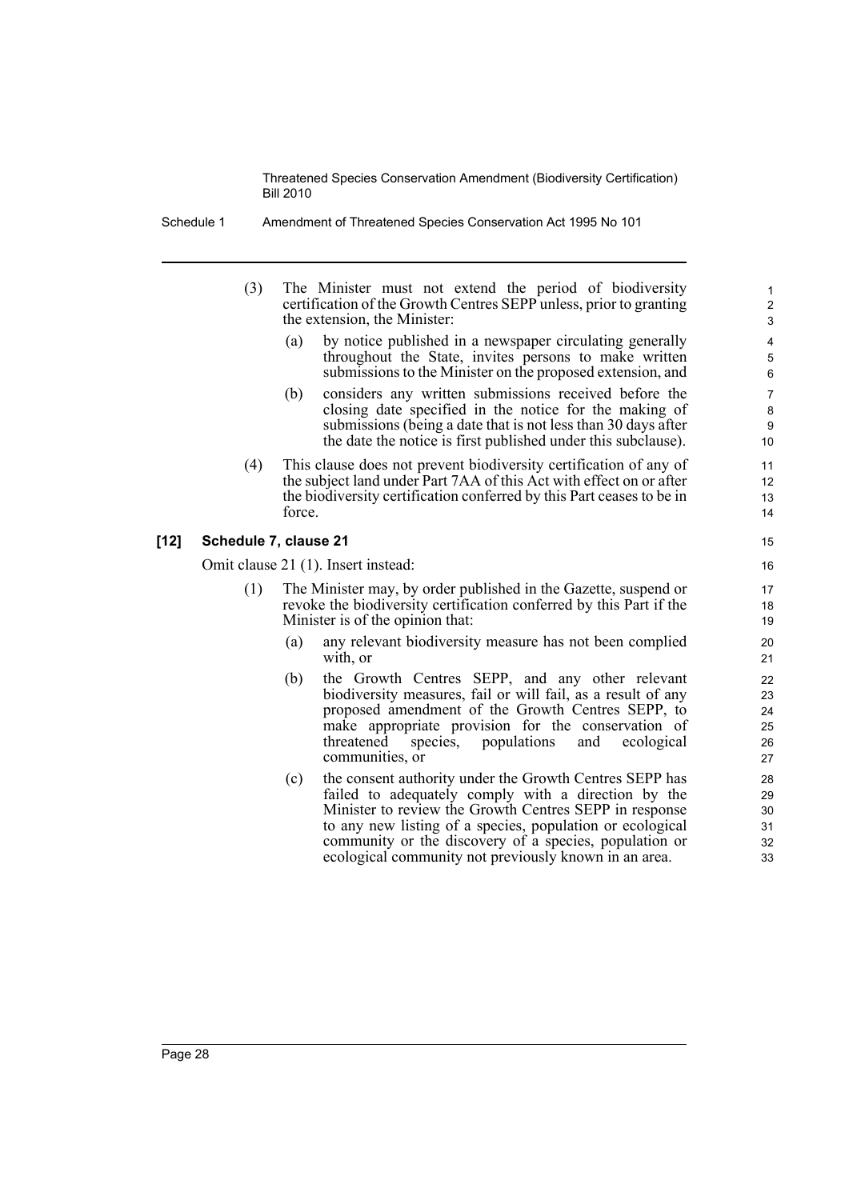(3) The Minister must not extend the period of biodiversity certification of the Growth Centres SEPP unless, prior to granting the extension, the Minister:

(a) by notice published in a newspaper circulating generally throughout the State, invites persons to make written submissions to the Minister on the proposed extension, and

(b) considers any written submissions received before the closing date specified in the notice for the making of submissions (being a date that is not less than 30 days after the date the notice is first published under this subclause).

(4) This clause does not prevent biodiversity certification of any of the subject land under Part 7AA of this Act with effect on or after the biodiversity certification conferred by this Part ceases to be in force.

**[12] Schedule 7, clause 21**

Omit clause 21 (1). Insert instead:

(1) The Minister may, by order published in the Gazette, suspend or revoke the biodiversity certification conferred by this Part if the Minister is of the opinion that:

(a) any relevant biodiversity measure has not been complied with, or

(b) the Growth Centres SEPP, and any other relevant biodiversity measures, fail or will fail, as a result of any proposed amendment of the Growth Centres SEPP, to make appropriate provision for the conservation of threatened species, populations and ecological communities, or

(c) the consent authority under the Growth Centres SEPP has failed to adequately comply with a direction by the Minister to review the Growth Centres SEPP in response to any new listing of a species, population or ecological community or the discovery of a species, population or ecological community not previously known in an area.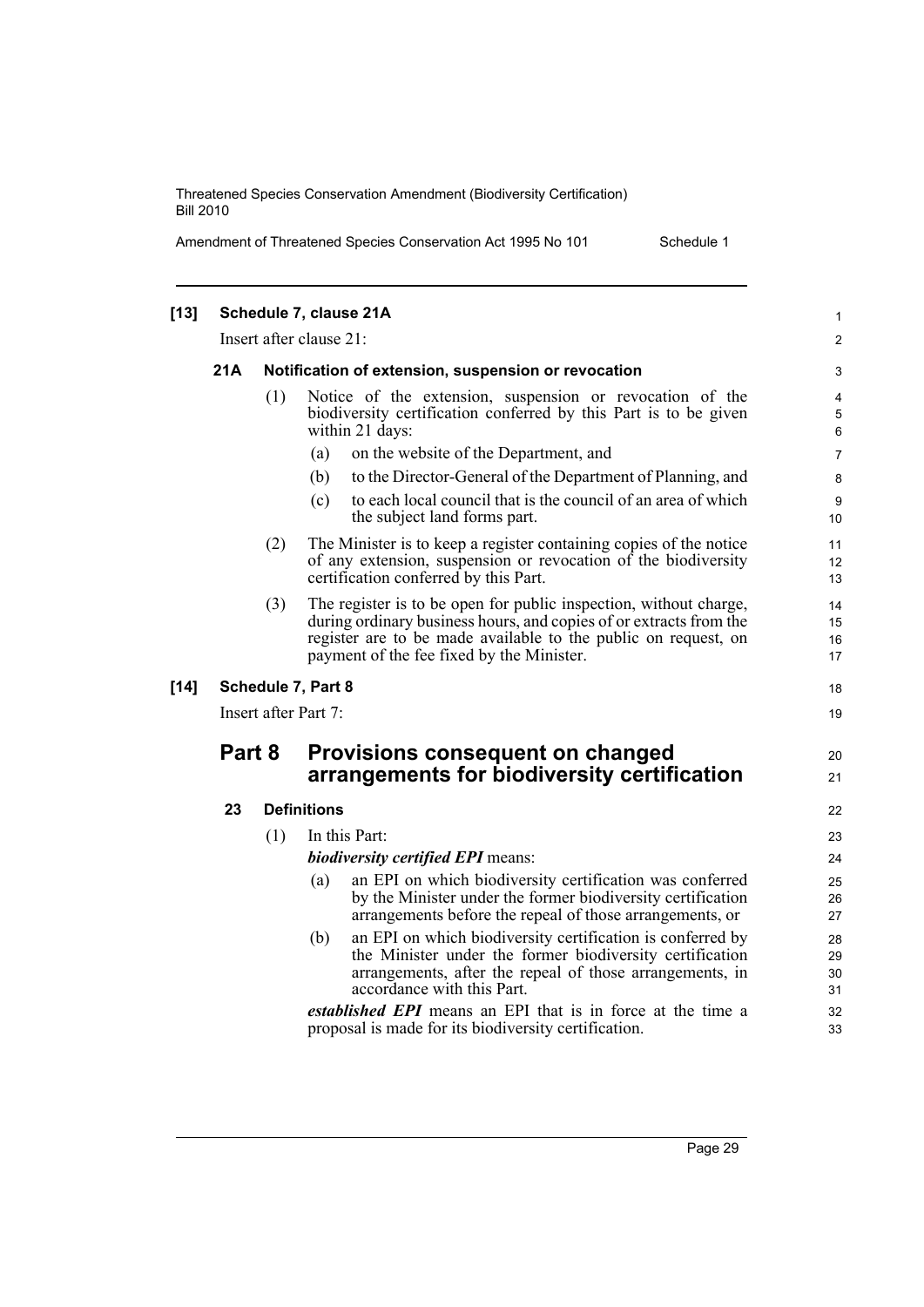**[13] Schedule 7, clause 21A**

Insert after clause 21:

**21A Notification of extension, suspension or revocation**

(1) Notice of the extension, suspension or revocation of the biodiversity certification conferred by this Part is to be given within 21 days:

(a) on the website of the Department, and

(b) to the Director-General of the Department of Planning, and

(c) to each local council that is the council of an area of which the subject land forms part.

(2) The Minister is to keep a register containing copies of the notice of any extension, suspension or revocation of the biodiversity certification conferred by this Part.

(3) The register is to be open for public inspection, without charge, during ordinary business hours, and copies of or extracts from the register are to be made available to the public on request, on payment of the fee fixed by the Minister.

**[14] Schedule 7, Part 8**

Insert after Part 7:

## Part 8 Provisions consequent on changed arrangements for biodiversity certification

**23 Definitions**

(1) In this Part:

***biodiversity certified EPI*** means:

(a) an EPI on which biodiversity certification was conferred by the Minister under the former biodiversity certification arrangements before the repeal of those arrangements, or

(b) an EPI on which biodiversity certification is conferred by the Minister under the former biodiversity certification arrangements, after the repeal of those arrangements, in accordance with this Part.

***established EPI*** means an EPI that is in force at the time a proposal is made for its biodiversity certification.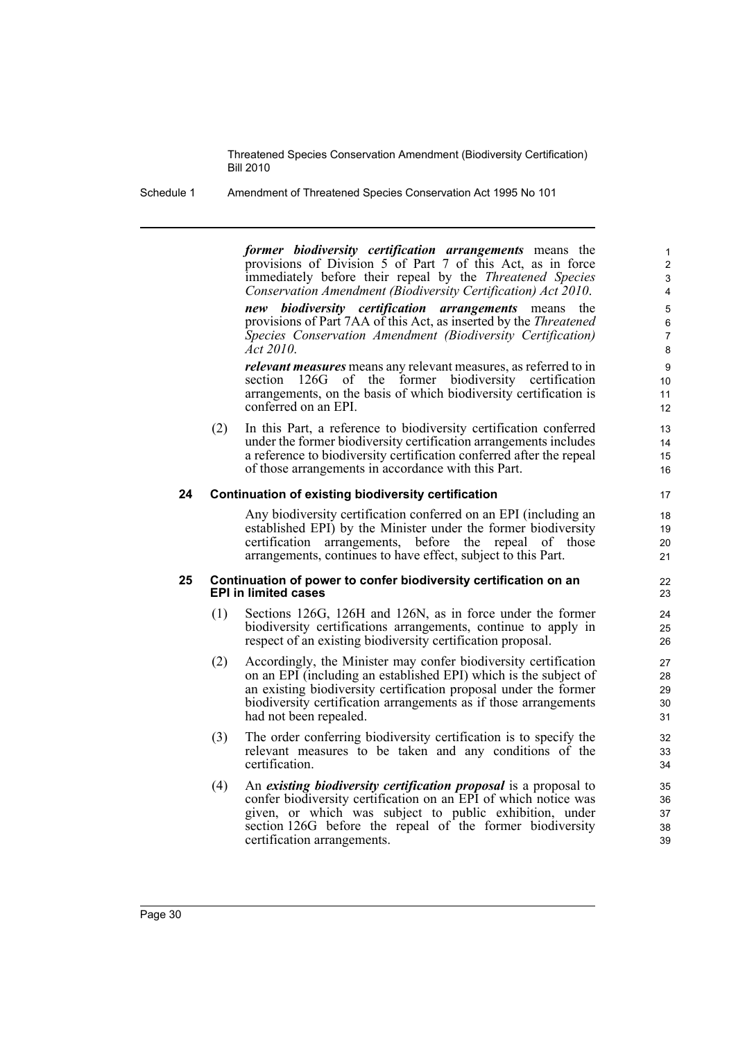***former biodiversity certification arrangements*** means the provisions of Division 5 of Part 7 of this Act, as in force immediately before their repeal by the *Threatened Species Conservation Amendment (Biodiversity Certification) Act 2010*.

***new biodiversity certification arrangements*** means the provisions of Part 7AA of this Act, as inserted by the *Threatened Species Conservation Amendment (Biodiversity Certification) Act 2010*.

***relevant measures*** means any relevant measures, as referred to in section 126G of the former biodiversity certification arrangements, on the basis of which biodiversity certification is conferred on an EPI.

(2) In this Part, a reference to biodiversity certification conferred under the former biodiversity certification arrangements includes a reference to biodiversity certification conferred after the repeal of those arrangements in accordance with this Part.

### 24 Continuation of existing biodiversity certification

Any biodiversity certification conferred on an EPI (including an established EPI) by the Minister under the former biodiversity certification arrangements, before the repeal of those arrangements, continues to have effect, subject to this Part.

### 25 Continuation of power to confer biodiversity certification on an EPI in limited cases

(1) Sections 126G, 126H and 126N, as in force under the former biodiversity certifications arrangements, continue to apply in respect of an existing biodiversity certification proposal.

(2) Accordingly, the Minister may confer biodiversity certification on an EPI (including an established EPI) which is the subject of an existing biodiversity certification proposal under the former biodiversity certification arrangements as if those arrangements had not been repealed.

(3) The order conferring biodiversity certification is to specify the relevant measures to be taken and any conditions of the certification.

(4) An ***existing biodiversity certification proposal*** is a proposal to confer biodiversity certification on an EPI of which notice was given, or which was subject to public exhibition, under section 126G before the repeal of the former biodiversity certification arrangements.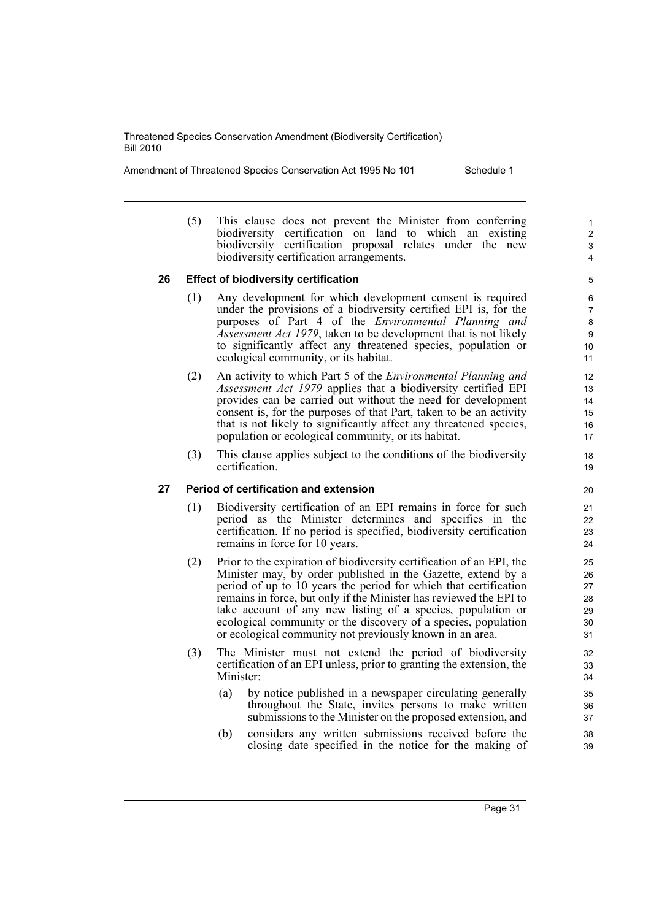(5) This clause does not prevent the Minister from conferring biodiversity certification on land to which an existing biodiversity certification proposal relates under the new biodiversity certification arrangements.

### 26 Effect of biodiversity certification

(1) Any development for which development consent is required under the provisions of a biodiversity certified EPI is, for the purposes of Part 4 of the *Environmental Planning and Assessment Act 1979*, taken to be development that is not likely to significantly affect any threatened species, population or ecological community, or its habitat.

(2) An activity to which Part 5 of the *Environmental Planning and Assessment Act 1979* applies that a biodiversity certified EPI provides can be carried out without the need for development consent is, for the purposes of that Part, taken to be an activity that is not likely to significantly affect any threatened species, population or ecological community, or its habitat.

(3) This clause applies subject to the conditions of the biodiversity certification.

### 27 Period of certification and extension

(1) Biodiversity certification of an EPI remains in force for such period as the Minister determines and specifies in the certification. If no period is specified, biodiversity certification remains in force for 10 years.

(2) Prior to the expiration of biodiversity certification of an EPI, the Minister may, by order published in the Gazette, extend by a period of up to 10 years the period for which that certification remains in force, but only if the Minister has reviewed the EPI to take account of any new listing of a species, population or ecological community or the discovery of a species, population or ecological community not previously known in an area.

(3) The Minister must not extend the period of biodiversity certification of an EPI unless, prior to granting the extension, the Minister:

- (a) by notice published in a newspaper circulating generally throughout the State, invites persons to make written submissions to the Minister on the proposed extension, and
- (b) considers any written submissions received before the closing date specified in the notice for the making of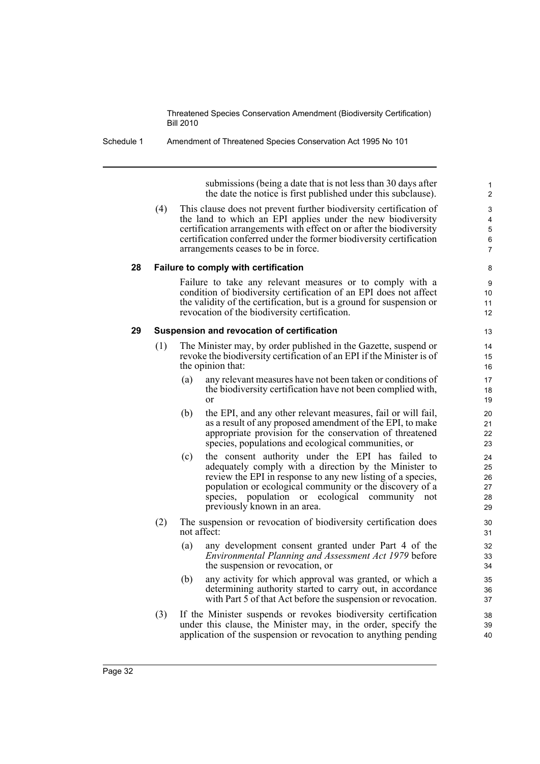submissions (being a date that is not less than 30 days after the date the notice is first published under this subclause).

(4) This clause does not prevent further biodiversity certification of the land to which an EPI applies under the new biodiversity certification arrangements with effect on or after the biodiversity certification conferred under the former biodiversity certification arrangements ceases to be in force.

### 28 Failure to comply with certification

Failure to take any relevant measures or to comply with a condition of biodiversity certification of an EPI does not affect the validity of the certification, but is a ground for suspension or revocation of the biodiversity certification.

### 29 Suspension and revocation of certification

(1) The Minister may, by order published in the Gazette, suspend or revoke the biodiversity certification of an EPI if the Minister is of the opinion that:

(a) any relevant measures have not been taken or conditions of the biodiversity certification have not been complied with, or

(b) the EPI, and any other relevant measures, fail or will fail, as a result of any proposed amendment of the EPI, to make appropriate provision for the conservation of threatened species, populations and ecological communities, or

(c) the consent authority under the EPI has failed to adequately comply with a direction by the Minister to review the EPI in response to any new listing of a species, population or ecological community or the discovery of a species, population or ecological community not previously known in an area.

(2) The suspension or revocation of biodiversity certification does not affect:

(a) any development consent granted under Part 4 of the *Environmental Planning and Assessment Act 1979* before the suspension or revocation, or

(b) any activity for which approval was granted, or which a determining authority started to carry out, in accordance with Part 5 of that Act before the suspension or revocation.

(3) If the Minister suspends or revokes biodiversity certification under this clause, the Minister may, in the order, specify the application of the suspension or revocation to anything pending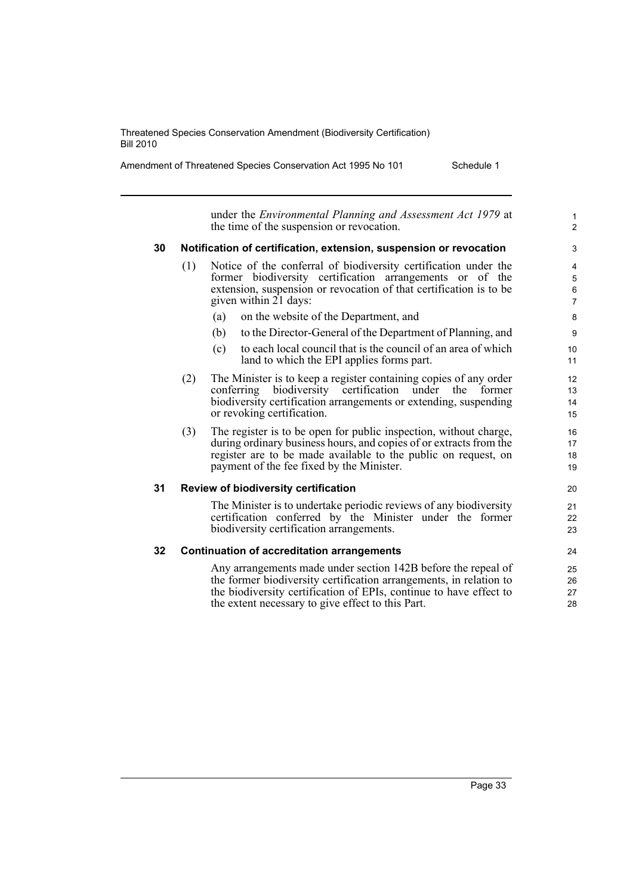under the *Environmental Planning and Assessment Act 1979* at the time of the suspension or revocation.

### 30 Notification of certification, extension, suspension or revocation

(1) Notice of the conferral of biodiversity certification under the former biodiversity certification arrangements or of the extension, suspension or revocation of that certification is to be given within 21 days:

- (a) on the website of the Department, and
- (b) to the Director-General of the Department of Planning, and
- (c) to each local council that is the council of an area of which land to which the EPI applies forms part.

(2) The Minister is to keep a register containing copies of any order conferring biodiversity certification under the former biodiversity certification arrangements or extending, suspending or revoking certification.

(3) The register is to be open for public inspection, without charge, during ordinary business hours, and copies of or extracts from the register are to be made available to the public on request, on payment of the fee fixed by the Minister.

### 31 Review of biodiversity certification

The Minister is to undertake periodic reviews of any biodiversity certification conferred by the Minister under the former biodiversity certification arrangements.

### 32 Continuation of accreditation arrangements

Any arrangements made under section 142B before the repeal of the former biodiversity certification arrangements, in relation to the biodiversity certification of EPIs, continue to have effect to the extent necessary to give effect to this Part.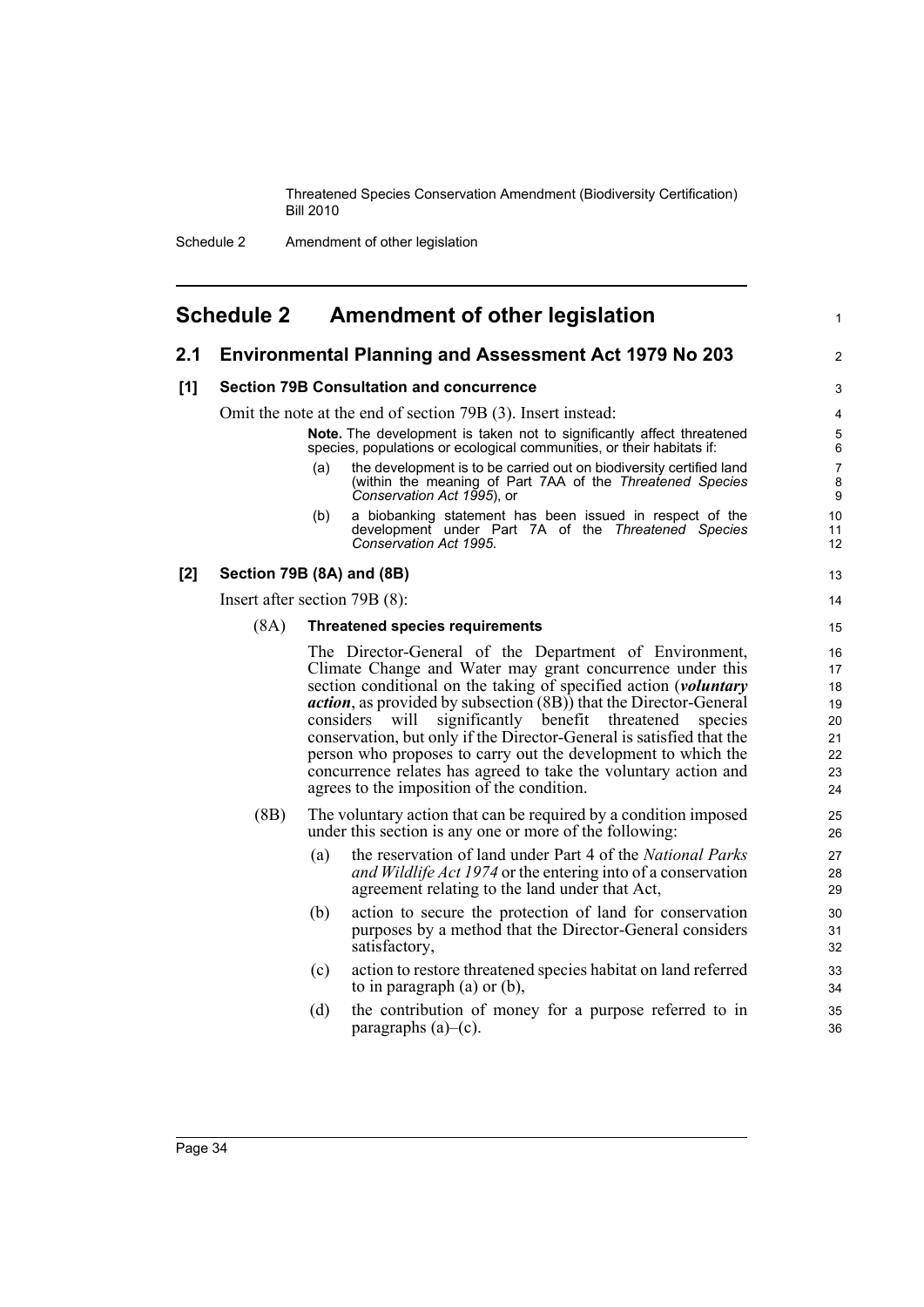# Schedule 2 Amendment of other legislation

## 2.1 Environmental Planning and Assessment Act 1979 No 203

### [1] Section 79B Consultation and concurrence

Omit the note at the end of section 79B (3). Insert instead:

> **Note.** The development is taken not to significantly affect threatened species, populations or ecological communities, or their habitats if:
>
> (a) the development is to be carried out on biodiversity certified land (within the meaning of Part 7AA of the *Threatened Species Conservation Act 1995*), or
>
> (b) a biobanking statement has been issued in respect of the development under Part 7A of the *Threatened Species Conservation Act 1995*.

### [2] Section 79B (8A) and (8B)

Insert after section 79B (8):

> (8A) **Threatened species requirements**
>
> The Director-General of the Department of Environment, Climate Change and Water may grant concurrence under this section conditional on the taking of specified action (***voluntary action***, as provided by subsection (8B)) that the Director-General considers will significantly benefit threatened species conservation, but only if the Director-General is satisfied that the person who proposes to carry out the development to which the concurrence relates has agreed to take the voluntary action and agrees to the imposition of the condition.
>
> (8B) The voluntary action that can be required by a condition imposed under this section is any one or more of the following:
>
> (a) the reservation of land under Part 4 of the *National Parks and Wildlife Act 1974* or the entering into of a conservation agreement relating to the land under that Act,
>
> (b) action to secure the protection of land for conservation purposes by a method that the Director-General considers satisfactory,
>
> (c) action to restore threatened species habitat on land referred to in paragraph (a) or (b),
>
> (d) the contribution of money for a purpose referred to in paragraphs (a)–(c).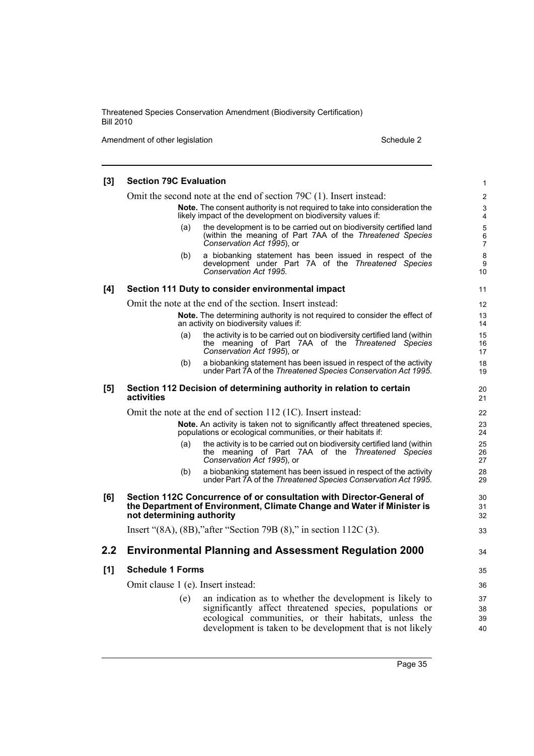**[3] Section 79C Evaluation**

Omit the second note at the end of section 79C (1). Insert instead:

> **Note.** The consent authority is not required to take into consideration the likely impact of the development on biodiversity values if:
>
> (a) the development is to be carried out on biodiversity certified land (within the meaning of Part 7AA of the *Threatened Species Conservation Act 1995*), or
>
> (b) a biobanking statement has been issued in respect of the development under Part 7A of the *Threatened Species Conservation Act 1995*.

**[4] Section 111 Duty to consider environmental impact**

Omit the note at the end of the section. Insert instead:

> **Note.** The determining authority is not required to consider the effect of an activity on biodiversity values if:
>
> (a) the activity is to be carried out on biodiversity certified land (within the meaning of Part 7AA of the *Threatened Species Conservation Act 1995*), or
>
> (b) a biobanking statement has been issued in respect of the activity under Part 7A of the *Threatened Species Conservation Act 1995*.

**[5] Section 112 Decision of determining authority in relation to certain activities**

Omit the note at the end of section 112 (1C). Insert instead:

> **Note.** An activity is taken not to significantly affect threatened species, populations or ecological communities, or their habitats if:
>
> (a) the activity is to be carried out on biodiversity certified land (within the meaning of Part 7AA of the *Threatened Species Conservation Act 1995*), or
>
> (b) a biobanking statement has been issued in respect of the activity under Part 7A of the *Threatened Species Conservation Act 1995*.

**[6] Section 112C Concurrence of or consultation with Director-General of the Department of Environment, Climate Change and Water if Minister is not determining authority**

Insert "(8A), (8B),"after "Section 79B (8)," in section 112C (3).

## 2.2 Environmental Planning and Assessment Regulation 2000

**[1] Schedule 1 Forms**

Omit clause 1 (e). Insert instead:

> (e) an indication as to whether the development is likely to significantly affect threatened species, populations or ecological communities, or their habitats, unless the development is taken to be development that is not likely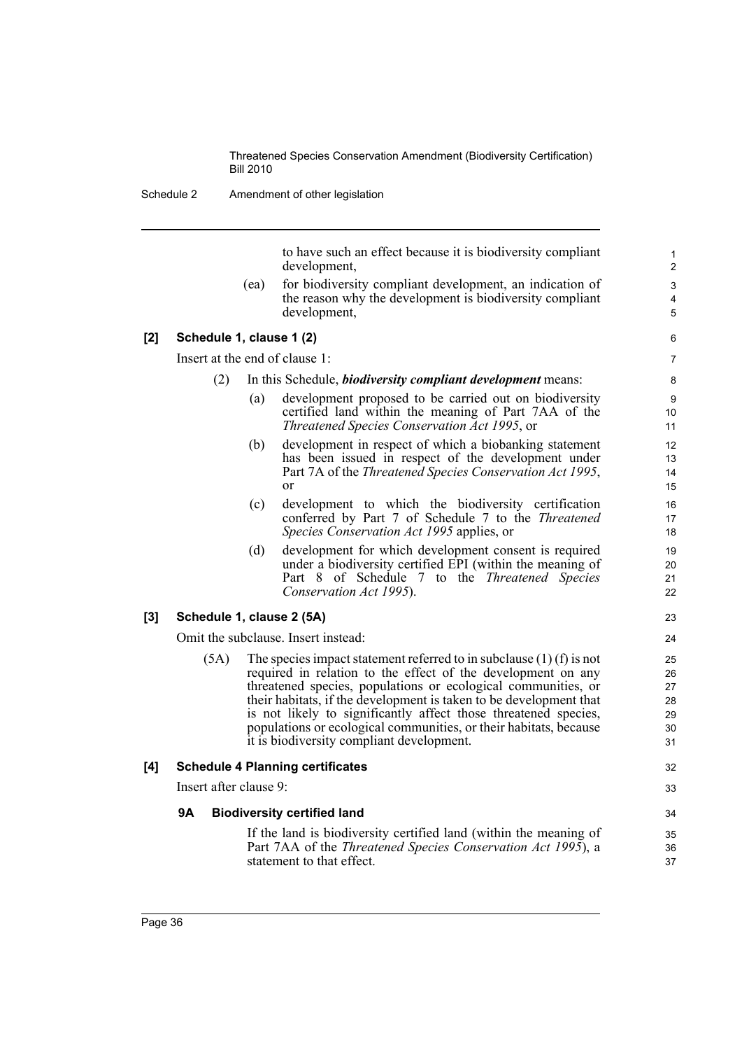to have such an effect because it is biodiversity compliant development,

(ea) for biodiversity compliant development, an indication of the reason why the development is biodiversity compliant development,

**[2] Schedule 1, clause 1 (2)**

Insert at the end of clause 1:

(2) In this Schedule, ***biodiversity compliant development*** means:

(a) development proposed to be carried out on biodiversity certified land within the meaning of Part 7AA of the *Threatened Species Conservation Act 1995*, or

(b) development in respect of which a biobanking statement has been issued in respect of the development under Part 7A of the *Threatened Species Conservation Act 1995*, or

(c) development to which the biodiversity certification conferred by Part 7 of Schedule 7 to the *Threatened Species Conservation Act 1995* applies, or

(d) development for which development consent is required under a biodiversity certified EPI (within the meaning of Part 8 of Schedule 7 to the *Threatened Species Conservation Act 1995*).

**[3] Schedule 1, clause 2 (5A)**

Omit the subclause. Insert instead:

(5A) The species impact statement referred to in subclause (1) (f) is not required in relation to the effect of the development on any threatened species, populations or ecological communities, or their habitats, if the development is taken to be development that is not likely to significantly affect those threatened species, populations or ecological communities, or their habitats, because it is biodiversity compliant development.

**[4] Schedule 4 Planning certificates**

Insert after clause 9:

**9A Biodiversity certified land**

If the land is biodiversity certified land (within the meaning of Part 7AA of the *Threatened Species Conservation Act 1995*), a statement to that effect.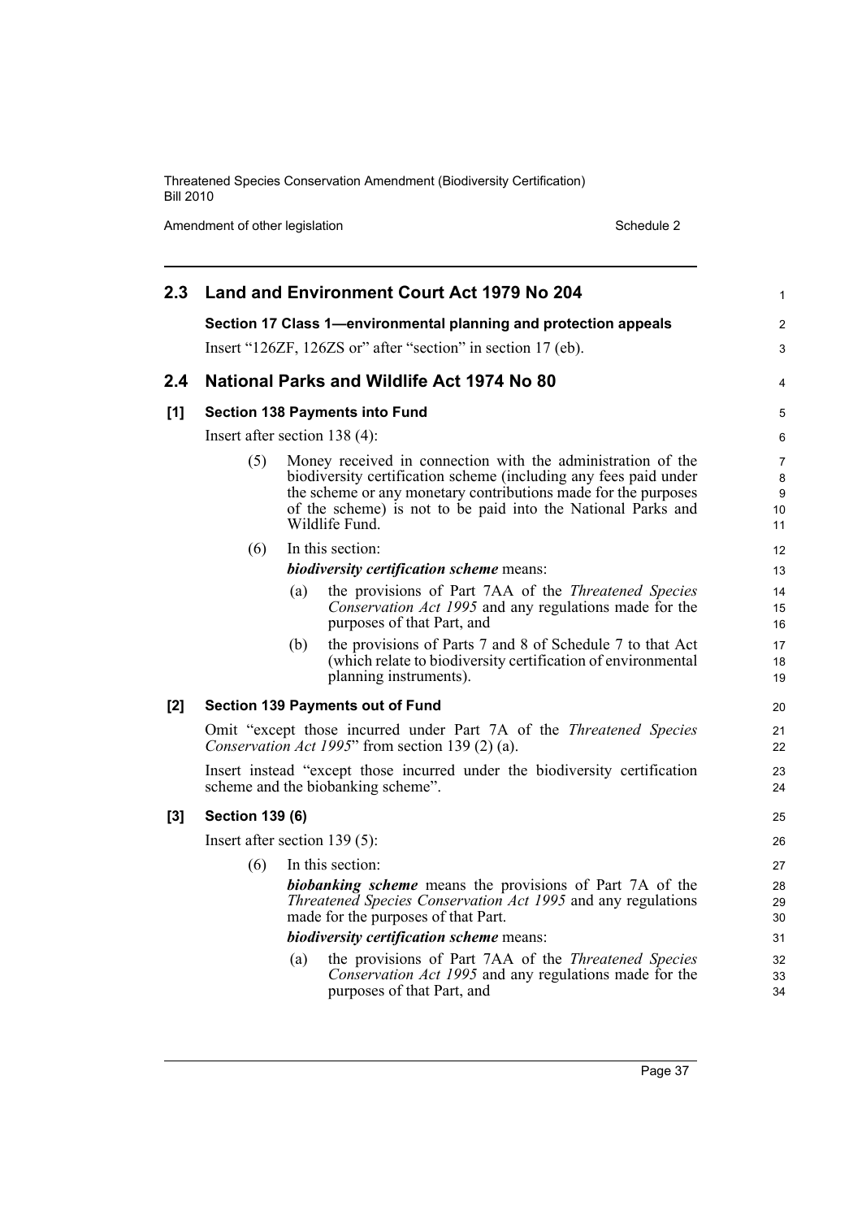## 2.3 Land and Environment Court Act 1979 No 204

**Section 17 Class 1—environmental planning and protection appeals**

Insert "126ZF, 126ZS or" after "section" in section 17 (eb).

## 2.4 National Parks and Wildlife Act 1974 No 80

**[1] Section 138 Payments into Fund**

Insert after section 138 (4):

(5) Money received in connection with the administration of the biodiversity certification scheme (including any fees paid under the scheme or any monetary contributions made for the purposes of the scheme) is not to be paid into the National Parks and Wildlife Fund.

(6) In this section:

***biodiversity certification scheme*** means:

(a) the provisions of Part 7AA of the *Threatened Species Conservation Act 1995* and any regulations made for the purposes of that Part, and

(b) the provisions of Parts 7 and 8 of Schedule 7 to that Act (which relate to biodiversity certification of environmental planning instruments).

**[2] Section 139 Payments out of Fund**

Omit "except those incurred under Part 7A of the *Threatened Species Conservation Act 1995*" from section 139 (2) (a).

Insert instead "except those incurred under the biodiversity certification scheme and the biobanking scheme".

**[3] Section 139 (6)**

Insert after section 139 (5):

(6) In this section:

***biobanking scheme*** means the provisions of Part 7A of the *Threatened Species Conservation Act 1995* and any regulations made for the purposes of that Part.

***biodiversity certification scheme*** means:

(a) the provisions of Part 7AA of the *Threatened Species Conservation Act 1995* and any regulations made for the purposes of that Part, and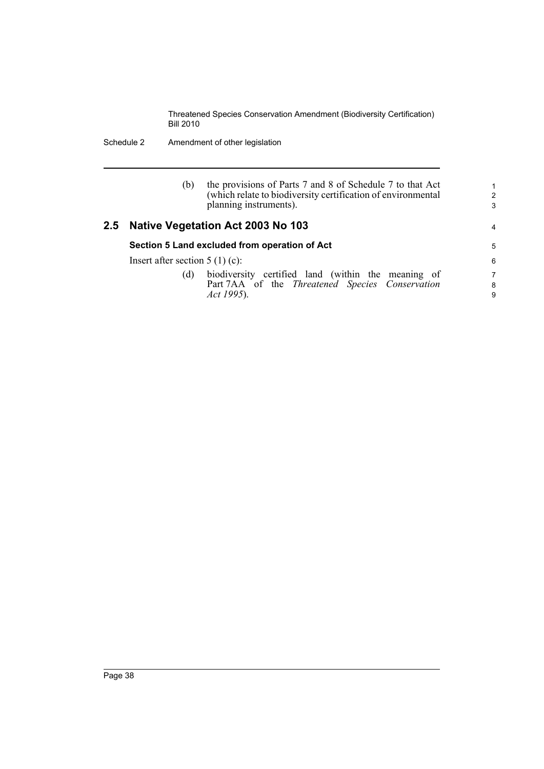(b) the provisions of Parts 7 and 8 of Schedule 7 to that Act (which relate to biodiversity certification of environmental planning instruments).

## 2.5 Native Vegetation Act 2003 No 103

### Section 5 Land excluded from operation of Act

Insert after section 5 (1) (c):

(d) biodiversity certified land (within the meaning of Part 7AA of the *Threatened Species Conservation Act 1995*).